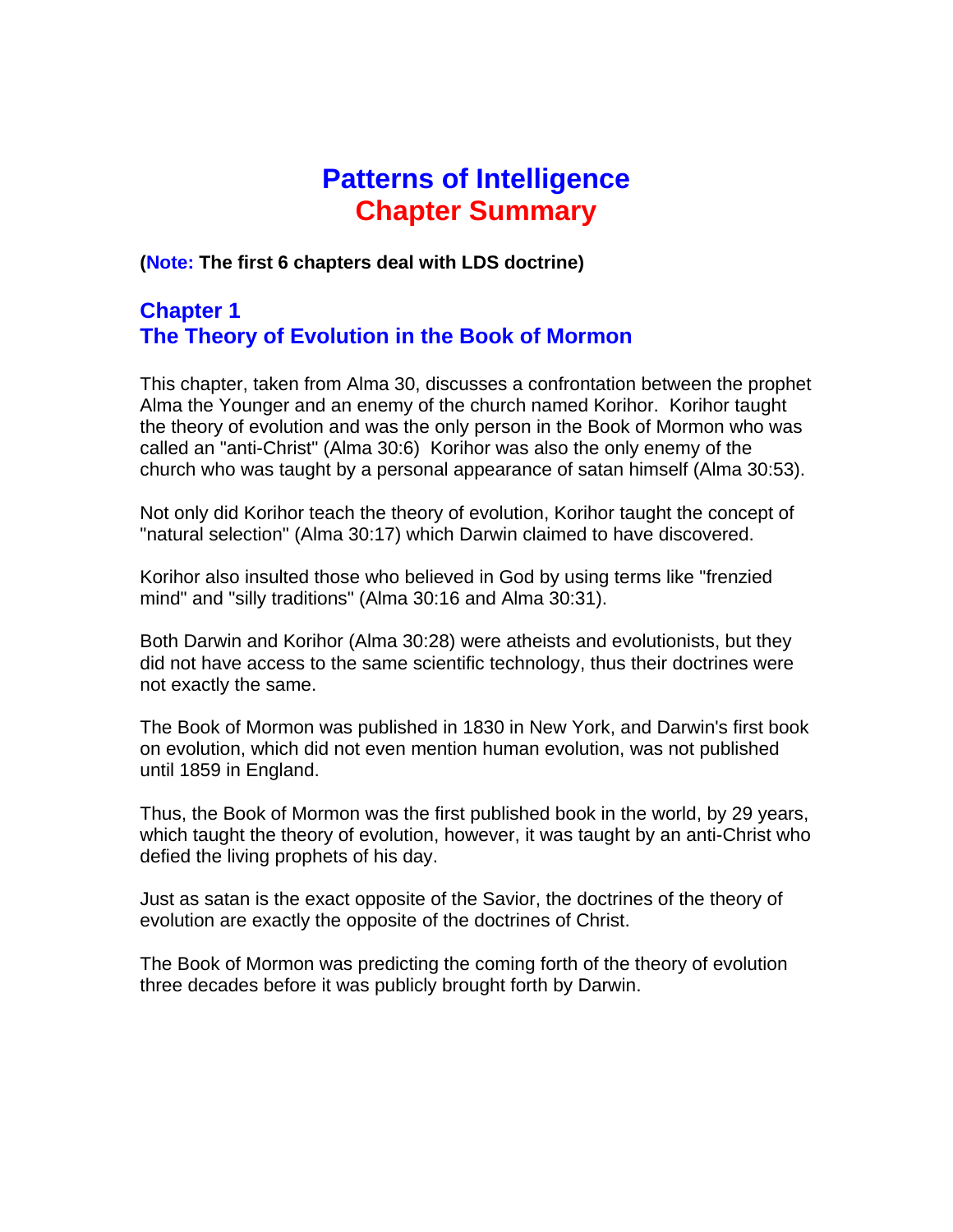# Patterns of Intelligence
# Chapter Summary

**(Note: The first 6 chapters deal with LDS doctrine)**

## Chapter 1
## The Theory of Evolution in the Book of Mormon

This chapter, taken from Alma 30, discusses a confrontation between the prophet Alma the Younger and an enemy of the church named Korihor. Korihor taught the theory of evolution and was the only person in the Book of Mormon who was called an "anti-Christ" (Alma 30:6) Korihor was also the only enemy of the church who was taught by a personal appearance of satan himself (Alma 30:53).

Not only did Korihor teach the theory of evolution, Korihor taught the concept of "natural selection" (Alma 30:17) which Darwin claimed to have discovered.

Korihor also insulted those who believed in God by using terms like "frenzied mind" and "silly traditions" (Alma 30:16 and Alma 30:31).

Both Darwin and Korihor (Alma 30:28) were atheists and evolutionists, but they did not have access to the same scientific technology, thus their doctrines were not exactly the same.

The Book of Mormon was published in 1830 in New York, and Darwin's first book on evolution, which did not even mention human evolution, was not published until 1859 in England.

Thus, the Book of Mormon was the first published book in the world, by 29 years, which taught the theory of evolution, however, it was taught by an anti-Christ who defied the living prophets of his day.

Just as satan is the exact opposite of the Savior, the doctrines of the theory of evolution are exactly the opposite of the doctrines of Christ.

The Book of Mormon was predicting the coming forth of the theory of evolution three decades before it was publicly brought forth by Darwin.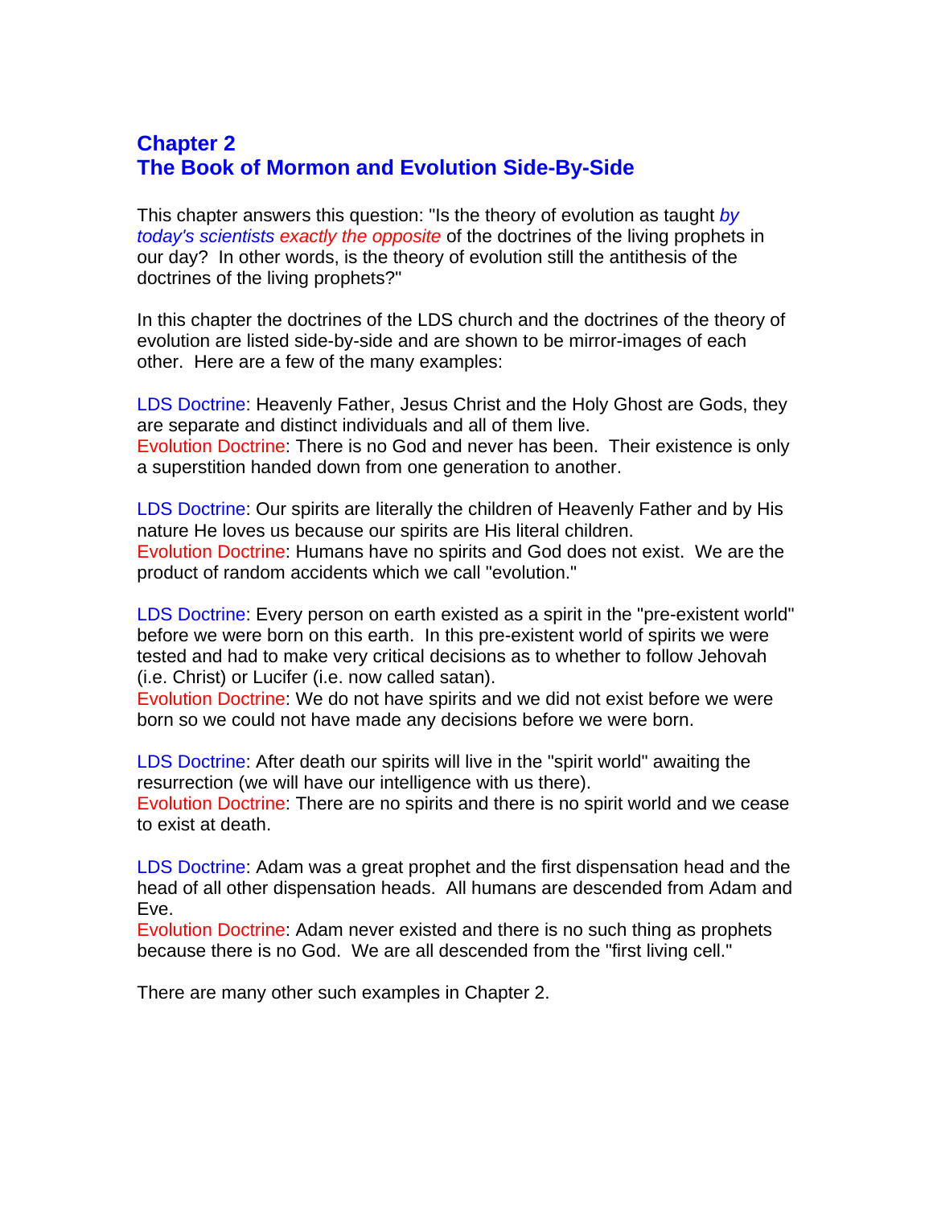# Chapter 2
# The Book of Mormon and Evolution Side-By-Side

This chapter answers this question: "Is the theory of evolution as taught *by today's scientists* *exactly the opposite* of the doctrines of the living prophets in our day? In other words, is the theory of evolution still the antithesis of the doctrines of the living prophets?"

In this chapter the doctrines of the LDS church and the doctrines of the theory of evolution are listed side-by-side and are shown to be mirror-images of each other. Here are a few of the many examples:

LDS Doctrine: Heavenly Father, Jesus Christ and the Holy Ghost are Gods, they are separate and distinct individuals and all of them live.
Evolution Doctrine: There is no God and never has been. Their existence is only a superstition handed down from one generation to another.

LDS Doctrine: Our spirits are literally the children of Heavenly Father and by His nature He loves us because our spirits are His literal children.
Evolution Doctrine: Humans have no spirits and God does not exist. We are the product of random accidents which we call "evolution."

LDS Doctrine: Every person on earth existed as a spirit in the "pre-existent world" before we were born on this earth. In this pre-existent world of spirits we were tested and had to make very critical decisions as to whether to follow Jehovah (i.e. Christ) or Lucifer (i.e. now called satan).
Evolution Doctrine: We do not have spirits and we did not exist before we were born so we could not have made any decisions before we were born.

LDS Doctrine: After death our spirits will live in the "spirit world" awaiting the resurrection (we will have our intelligence with us there).
Evolution Doctrine: There are no spirits and there is no spirit world and we cease to exist at death.

LDS Doctrine: Adam was a great prophet and the first dispensation head and the head of all other dispensation heads. All humans are descended from Adam and Eve.
Evolution Doctrine: Adam never existed and there is no such thing as prophets because there is no God. We are all descended from the "first living cell."

There are many other such examples in Chapter 2.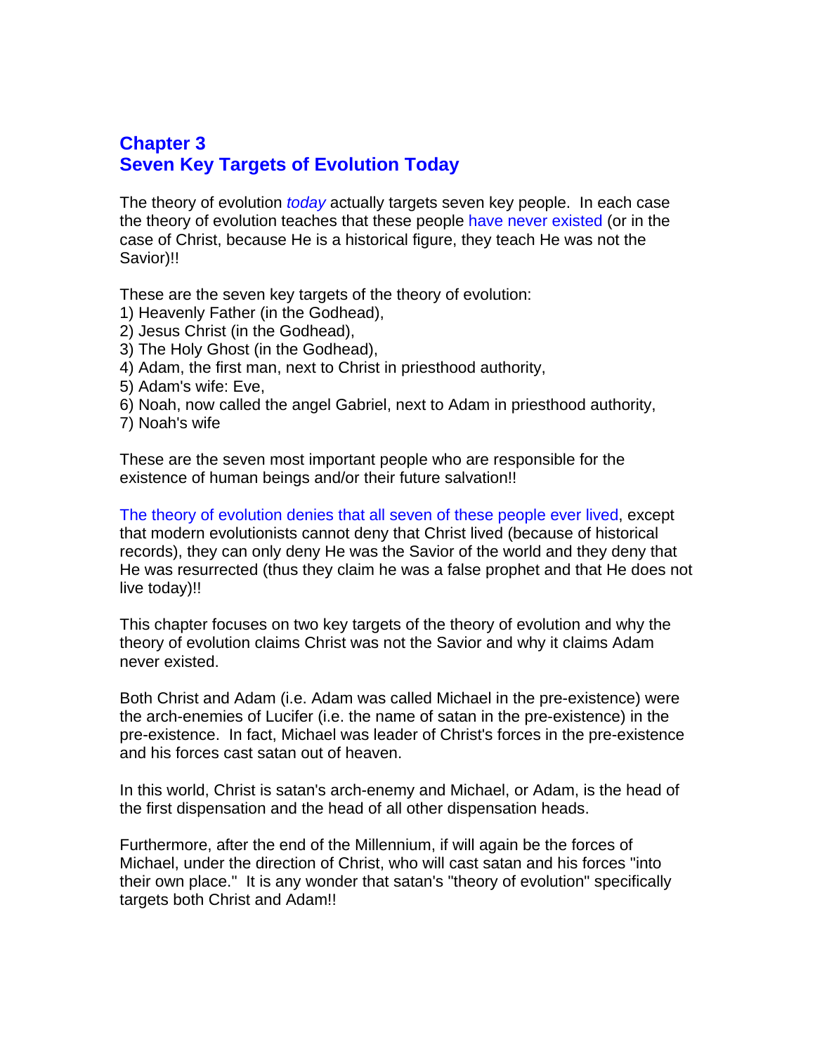## Chapter 3
## Seven Key Targets of Evolution Today

The theory of evolution *today* actually targets seven key people. In each case the theory of evolution teaches that these people have never existed (or in the case of Christ, because He is a historical figure, they teach He was not the Savior)!!

These are the seven key targets of the theory of evolution:
1) Heavenly Father (in the Godhead),
2) Jesus Christ (in the Godhead),
3) The Holy Ghost (in the Godhead),
4) Adam, the first man, next to Christ in priesthood authority,
5) Adam's wife: Eve,
6) Noah, now called the angel Gabriel, next to Adam in priesthood authority,
7) Noah's wife

These are the seven most important people who are responsible for the existence of human beings and/or their future salvation!!

The theory of evolution denies that all seven of these people ever lived, except that modern evolutionists cannot deny that Christ lived (because of historical records), they can only deny He was the Savior of the world and they deny that He was resurrected (thus they claim he was a false prophet and that He does not live today)!!

This chapter focuses on two key targets of the theory of evolution and why the theory of evolution claims Christ was not the Savior and why it claims Adam never existed.

Both Christ and Adam (i.e. Adam was called Michael in the pre-existence) were the arch-enemies of Lucifer (i.e. the name of satan in the pre-existence) in the pre-existence. In fact, Michael was leader of Christ's forces in the pre-existence and his forces cast satan out of heaven.

In this world, Christ is satan's arch-enemy and Michael, or Adam, is the head of the first dispensation and the head of all other dispensation heads.

Furthermore, after the end of the Millennium, if will again be the forces of Michael, under the direction of Christ, who will cast satan and his forces "into their own place." It is any wonder that satan's "theory of evolution" specifically targets both Christ and Adam!!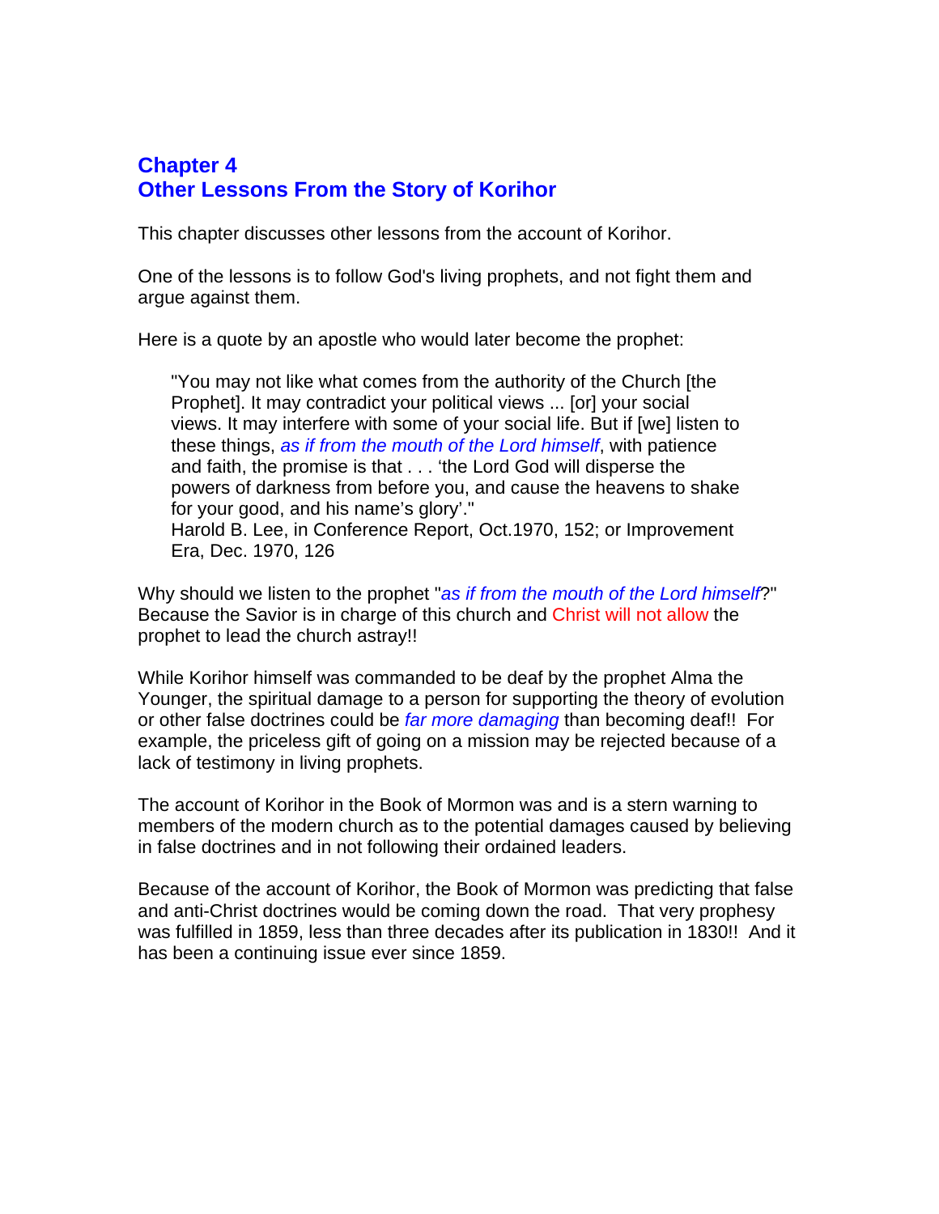## Chapter 4
## Other Lessons From the Story of Korihor

This chapter discusses other lessons from the account of Korihor.

One of the lessons is to follow God's living prophets, and not fight them and argue against them.

Here is a quote by an apostle who would later become the prophet:

> "You may not like what comes from the authority of the Church [the Prophet]. It may contradict your political views ... [or] your social views. It may interfere with some of your social life. But if [we] listen to these things, *as if from the mouth of the Lord himself*, with patience and faith, the promise is that . . . 'the Lord God will disperse the powers of darkness from before you, and cause the heavens to shake for your good, and his name's glory'."
> Harold B. Lee, in Conference Report, Oct.1970, 152; or Improvement Era, Dec. 1970, 126

Why should we listen to the prophet "*as if from the mouth of the Lord himself*?" Because the Savior is in charge of this church and Christ will not allow the prophet to lead the church astray!!

While Korihor himself was commanded to be deaf by the prophet Alma the Younger, the spiritual damage to a person for supporting the theory of evolution or other false doctrines could be *far more damaging* than becoming deaf!! For example, the priceless gift of going on a mission may be rejected because of a lack of testimony in living prophets.

The account of Korihor in the Book of Mormon was and is a stern warning to members of the modern church as to the potential damages caused by believing in false doctrines and in not following their ordained leaders.

Because of the account of Korihor, the Book of Mormon was predicting that false and anti-Christ doctrines would be coming down the road. That very prophesy was fulfilled in 1859, less than three decades after its publication in 1830!! And it has been a continuing issue ever since 1859.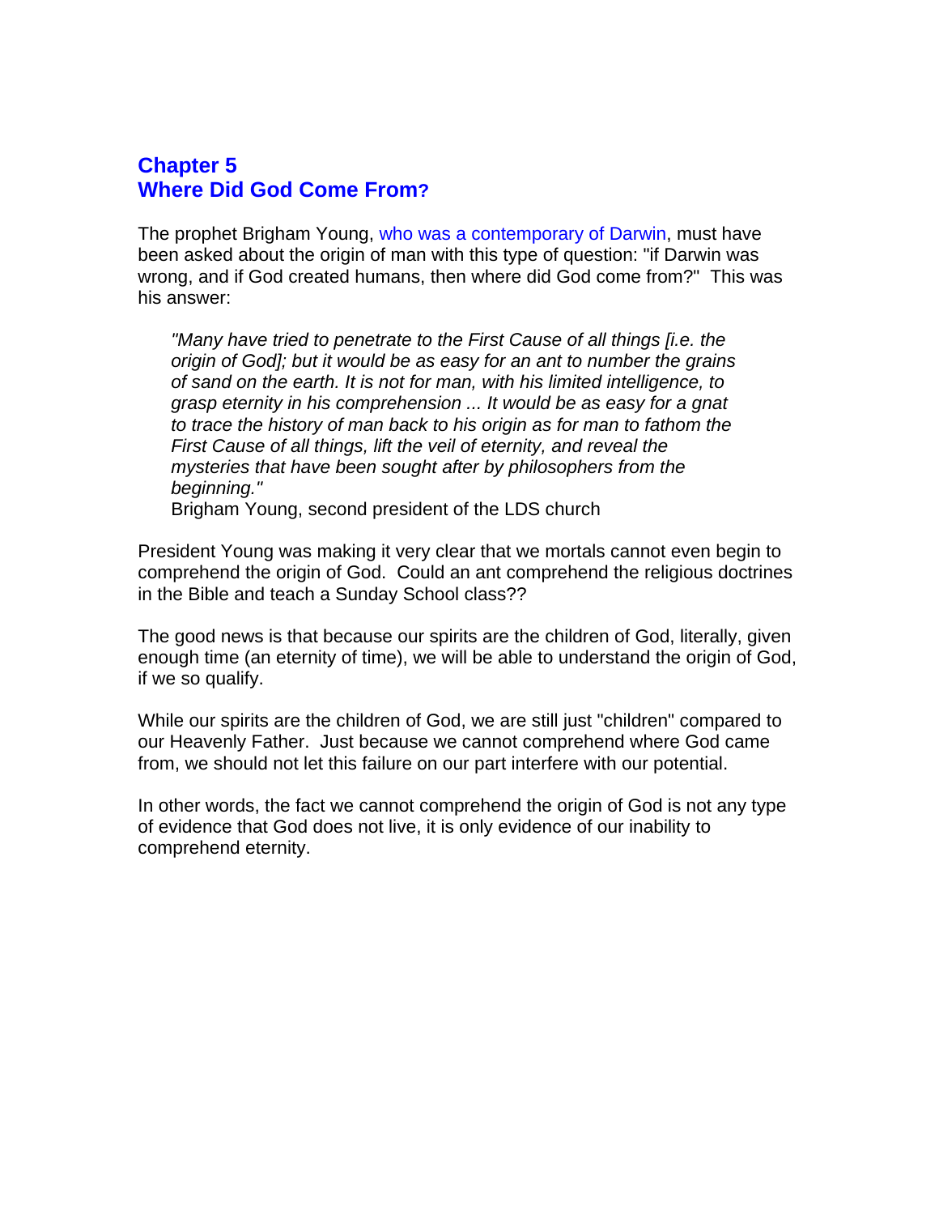## Chapter 5
## Where Did God Come From?

The prophet Brigham Young, who was a contemporary of Darwin, must have been asked about the origin of man with this type of question: "if Darwin was wrong, and if God created humans, then where did God come from?" This was his answer:

> *"Many have tried to penetrate to the First Cause of all things [i.e. the origin of God]; but it would be as easy for an ant to number the grains of sand on the earth. It is not for man, with his limited intelligence, to grasp eternity in his comprehension ... It would be as easy for a gnat to trace the history of man back to his origin as for man to fathom the First Cause of all things, lift the veil of eternity, and reveal the mysteries that have been sought after by philosophers from the beginning."*
>
> Brigham Young, second president of the LDS church

President Young was making it very clear that we mortals cannot even begin to comprehend the origin of God. Could an ant comprehend the religious doctrines in the Bible and teach a Sunday School class??

The good news is that because our spirits are the children of God, literally, given enough time (an eternity of time), we will be able to understand the origin of God, if we so qualify.

While our spirits are the children of God, we are still just "children" compared to our Heavenly Father. Just because we cannot comprehend where God came from, we should not let this failure on our part interfere with our potential.

In other words, the fact we cannot comprehend the origin of God is not any type of evidence that God does not live, it is only evidence of our inability to comprehend eternity.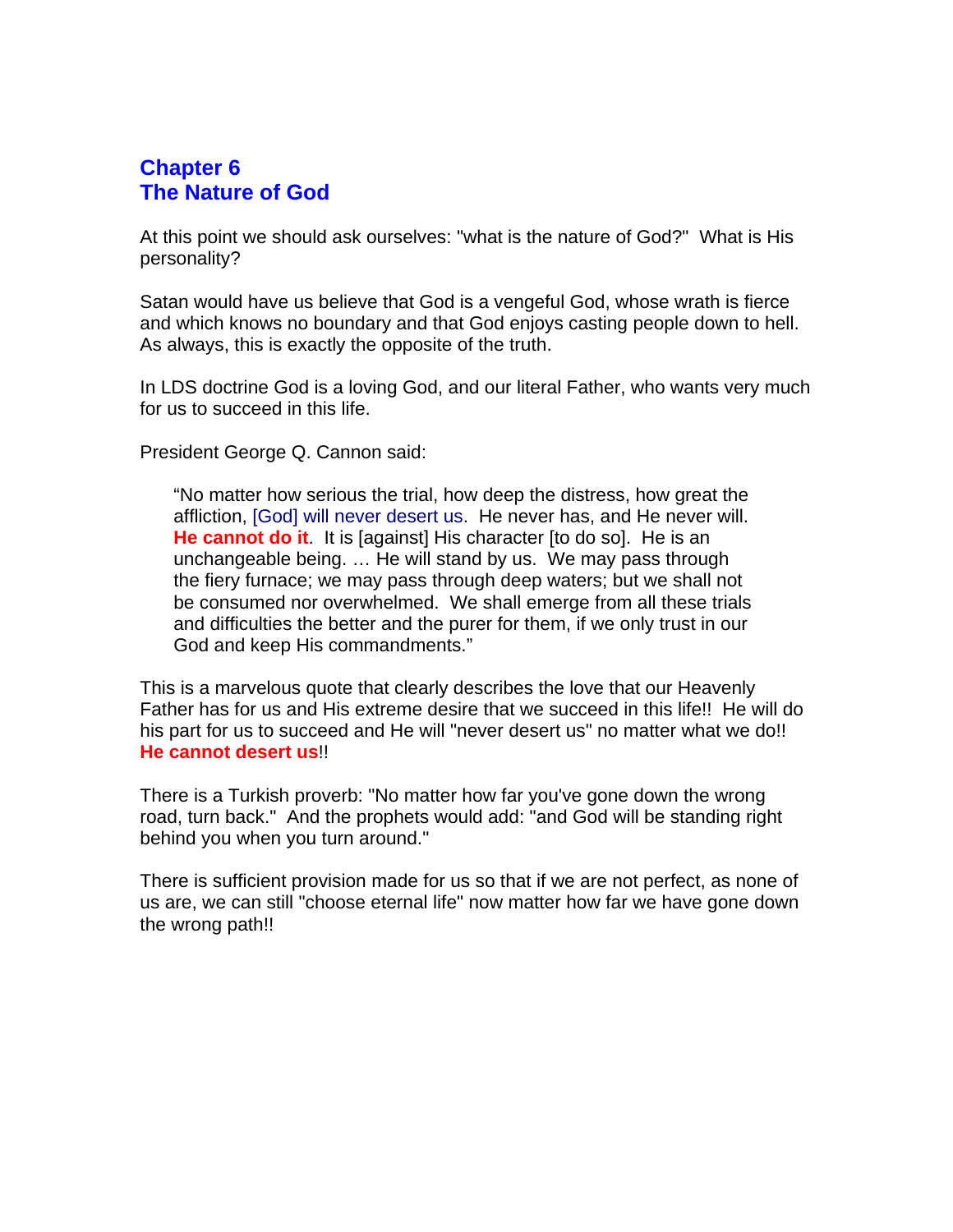# Chapter 6
# The Nature of God

At this point we should ask ourselves: "what is the nature of God?" What is His personality?

Satan would have us believe that God is a vengeful God, whose wrath is fierce and which knows no boundary and that God enjoys casting people down to hell. As always, this is exactly the opposite of the truth.

In LDS doctrine God is a loving God, and our literal Father, who wants very much for us to succeed in this life.

President George Q. Cannon said:

> "No matter how serious the trial, how deep the distress, how great the affliction, [God] will never desert us. He never has, and He never will. **He cannot do it**. It is [against] His character [to do so]. He is an unchangeable being. … He will stand by us. We may pass through the fiery furnace; we may pass through deep waters; but we shall not be consumed nor overwhelmed. We shall emerge from all these trials and difficulties the better and the purer for them, if we only trust in our God and keep His commandments."

This is a marvelous quote that clearly describes the love that our Heavenly Father has for us and His extreme desire that we succeed in this life!! He will do his part for us to succeed and He will "never desert us" no matter what we do!! **He cannot desert us**!!

There is a Turkish proverb: "No matter how far you've gone down the wrong road, turn back." And the prophets would add: "and God will be standing right behind you when you turn around."

There is sufficient provision made for us so that if we are not perfect, as none of us are, we can still "choose eternal life" now matter how far we have gone down the wrong path!!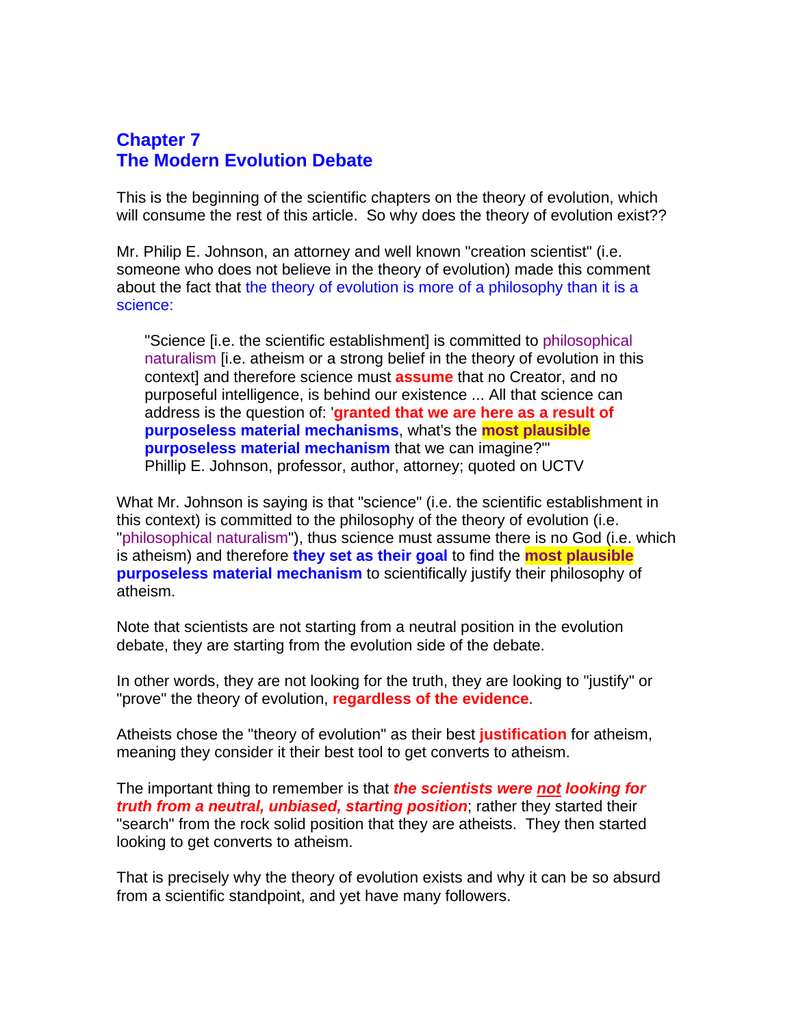# Chapter 7
# The Modern Evolution Debate

This is the beginning of the scientific chapters on the theory of evolution, which will consume the rest of this article. So why does the theory of evolution exist??

Mr. Philip E. Johnson, an attorney and well known "creation scientist" (i.e. someone who does not believe in the theory of evolution) made this comment about the fact that the theory of evolution is more of a philosophy than it is a science:

> "Science [i.e. the scientific establishment] is committed to philosophical naturalism [i.e. atheism or a strong belief in the theory of evolution in this context] and therefore science must **assume** that no Creator, and no purposeful intelligence, is behind our existence ... All that science can address is the question of: '**granted that we are here as a result of purposeless material mechanisms**, what's the **most plausible purposeless material mechanism** that we can imagine?'"
> Phillip E. Johnson, professor, author, attorney; quoted on UCTV

What Mr. Johnson is saying is that "science" (i.e. the scientific establishment in this context) is committed to the philosophy of the theory of evolution (i.e. "philosophical naturalism"), thus science must assume there is no God (i.e. which is atheism) and therefore **they set as their goal** to find the **most plausible purposeless material mechanism** to scientifically justify their philosophy of atheism.

Note that scientists are not starting from a neutral position in the evolution debate, they are starting from the evolution side of the debate.

In other words, they are not looking for the truth, they are looking to "justify" or "prove" the theory of evolution, **regardless of the evidence**.

Atheists chose the "theory of evolution" as their best **justification** for atheism, meaning they consider it their best tool to get converts to atheism.

The important thing to remember is that ***the scientists were not looking for truth from a neutral, unbiased, starting position***; rather they started their "search" from the rock solid position that they are atheists. They then started looking to get converts to atheism.

That is precisely why the theory of evolution exists and why it can be so absurd from a scientific standpoint, and yet have many followers.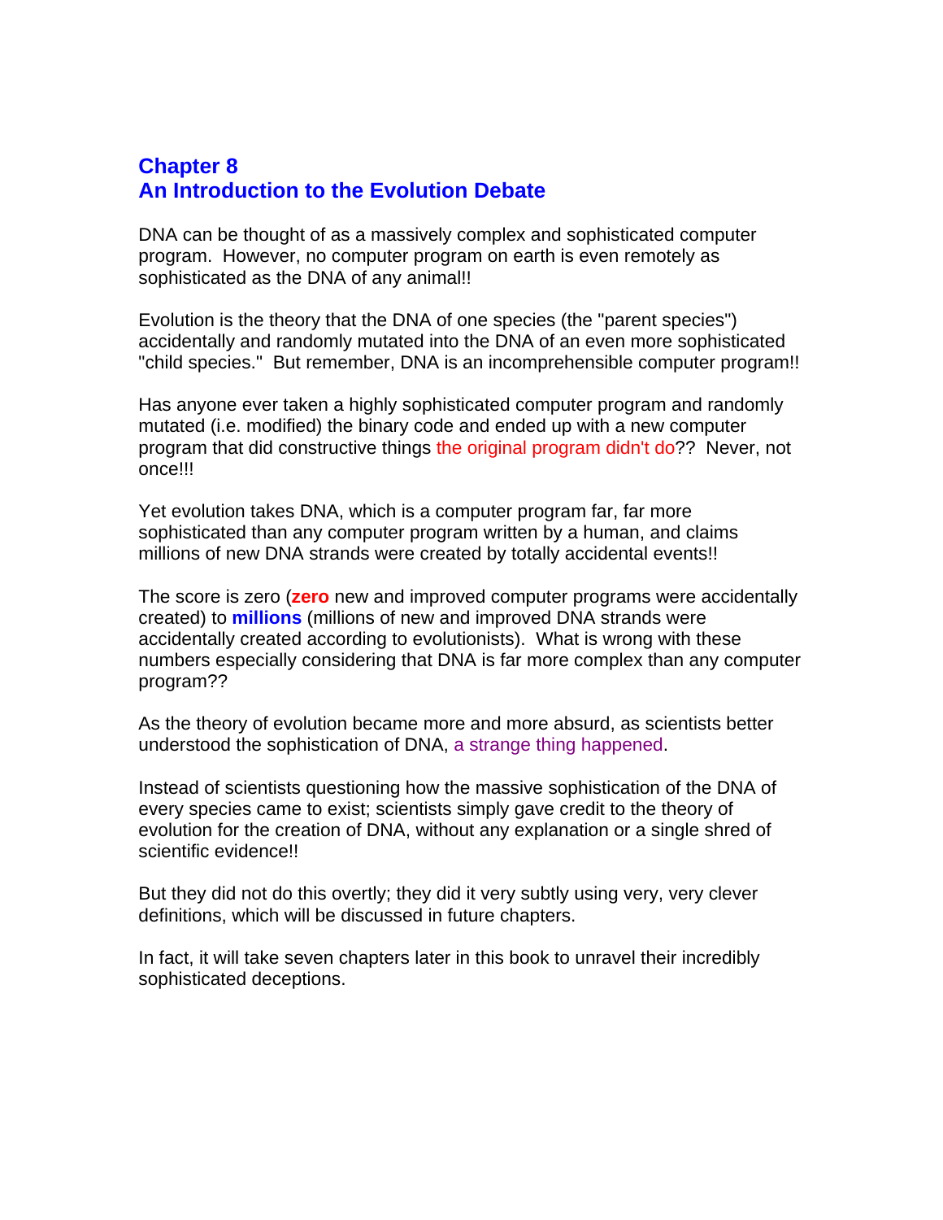# Chapter 8
# An Introduction to the Evolution Debate

DNA can be thought of as a massively complex and sophisticated computer program. However, no computer program on earth is even remotely as sophisticated as the DNA of any animal!!

Evolution is the theory that the DNA of one species (the "parent species") accidentally and randomly mutated into the DNA of an even more sophisticated "child species." But remember, DNA is an incomprehensible computer program!!

Has anyone ever taken a highly sophisticated computer program and randomly mutated (i.e. modified) the binary code and ended up with a new computer program that did constructive things the original program didn't do?? Never, not once!!!

Yet evolution takes DNA, which is a computer program far, far more sophisticated than any computer program written by a human, and claims millions of new DNA strands were created by totally accidental events!!

The score is zero (**zero** new and improved computer programs were accidentally created) to **millions** (millions of new and improved DNA strands were accidentally created according to evolutionists). What is wrong with these numbers especially considering that DNA is far more complex than any computer program??

As the theory of evolution became more and more absurd, as scientists better understood the sophistication of DNA, a strange thing happened.

Instead of scientists questioning how the massive sophistication of the DNA of every species came to exist; scientists simply gave credit to the theory of evolution for the creation of DNA, without any explanation or a single shred of scientific evidence!!

But they did not do this overtly; they did it very subtly using very, very clever definitions, which will be discussed in future chapters.

In fact, it will take seven chapters later in this book to unravel their incredibly sophisticated deceptions.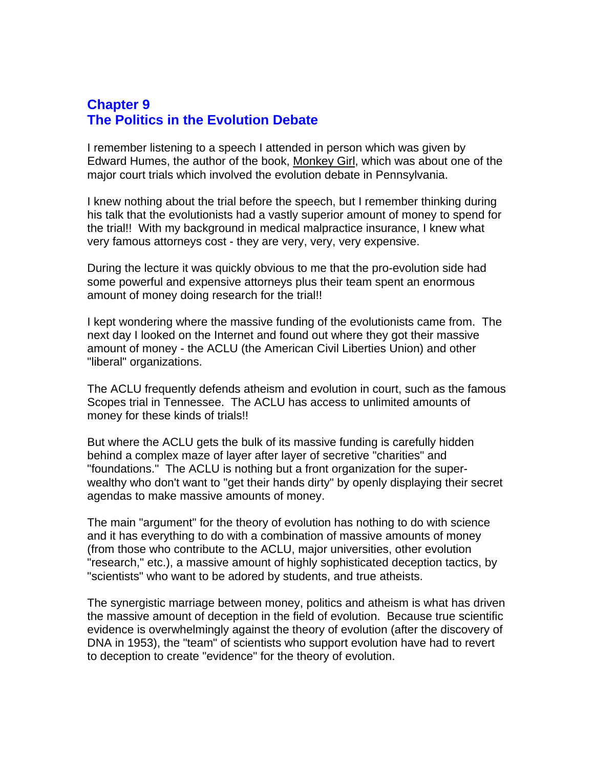# Chapter 9
# The Politics in the Evolution Debate

I remember listening to a speech I attended in person which was given by Edward Humes, the author of the book, Monkey Girl, which was about one of the major court trials which involved the evolution debate in Pennsylvania.

I knew nothing about the trial before the speech, but I remember thinking during his talk that the evolutionists had a vastly superior amount of money to spend for the trial!! With my background in medical malpractice insurance, I knew what very famous attorneys cost - they are very, very, very expensive.

During the lecture it was quickly obvious to me that the pro-evolution side had some powerful and expensive attorneys plus their team spent an enormous amount of money doing research for the trial!!

I kept wondering where the massive funding of the evolutionists came from. The next day I looked on the Internet and found out where they got their massive amount of money - the ACLU (the American Civil Liberties Union) and other "liberal" organizations.

The ACLU frequently defends atheism and evolution in court, such as the famous Scopes trial in Tennessee. The ACLU has access to unlimited amounts of money for these kinds of trials!!

But where the ACLU gets the bulk of its massive funding is carefully hidden behind a complex maze of layer after layer of secretive "charities" and "foundations." The ACLU is nothing but a front organization for the super-wealthy who don't want to "get their hands dirty" by openly displaying their secret agendas to make massive amounts of money.

The main "argument" for the theory of evolution has nothing to do with science and it has everything to do with a combination of massive amounts of money (from those who contribute to the ACLU, major universities, other evolution "research," etc.), a massive amount of highly sophisticated deception tactics, by "scientists" who want to be adored by students, and true atheists.

The synergistic marriage between money, politics and atheism is what has driven the massive amount of deception in the field of evolution. Because true scientific evidence is overwhelmingly against the theory of evolution (after the discovery of DNA in 1953), the "team" of scientists who support evolution have had to revert to deception to create "evidence" for the theory of evolution.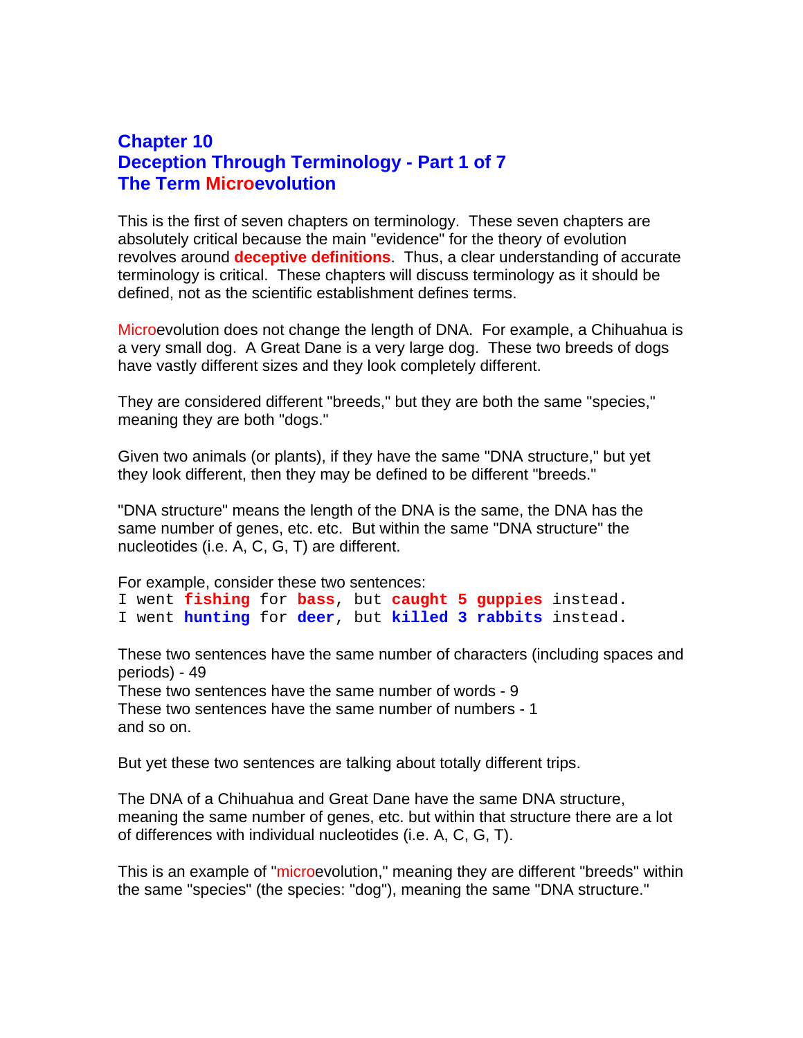# Chapter 10
# Deception Through Terminology - Part 1 of 7
# The Term Microevolution

This is the first of seven chapters on terminology. These seven chapters are absolutely critical because the main "evidence" for the theory of evolution revolves around **deceptive definitions**. Thus, a clear understanding of accurate terminology is critical. These chapters will discuss terminology as it should be defined, not as the scientific establishment defines terms.

Microevolution does not change the length of DNA. For example, a Chihuahua is a very small dog. A Great Dane is a very large dog. These two breeds of dogs have vastly different sizes and they look completely different.

They are considered different "breeds," but they are both the same "species," meaning they are both "dogs."

Given two animals (or plants), if they have the same "DNA structure," but yet they look different, then they may be defined to be different "breeds."

"DNA structure" means the length of the DNA is the same, the DNA has the same number of genes, etc. etc. But within the same "DNA structure" the nucleotides (i.e. A, C, G, T) are different.

For example, consider these two sentences:

```
I went fishing for bass, but caught 5 guppies instead.
I went hunting for deer, but killed 3 rabbits instead.
```

These two sentences have the same number of characters (including spaces and periods) - 49
These two sentences have the same number of words - 9
These two sentences have the same number of numbers - 1
and so on.

But yet these two sentences are talking about totally different trips.

The DNA of a Chihuahua and Great Dane have the same DNA structure, meaning the same number of genes, etc. but within that structure there are a lot of differences with individual nucleotides (i.e. A, C, G, T).

This is an example of "microevolution," meaning they are different "breeds" within the same "species" (the species: "dog"), meaning the same "DNA structure."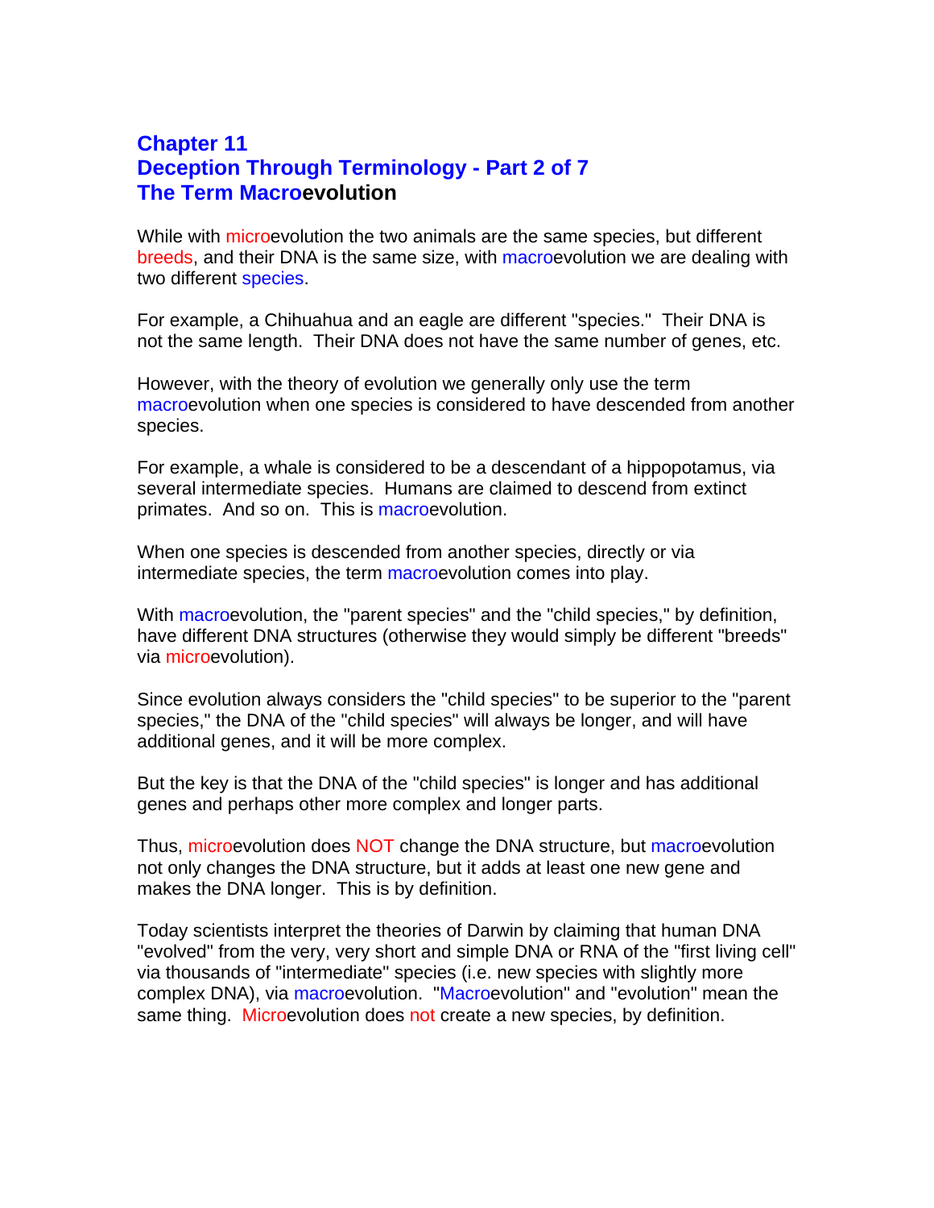# Chapter 11
# Deception Through Terminology - Part 2 of 7
# The Term Macroevolution

While with microevolution the two animals are the same species, but different breeds, and their DNA is the same size, with macroevolution we are dealing with two different species.

For example, a Chihuahua and an eagle are different "species." Their DNA is not the same length. Their DNA does not have the same number of genes, etc.

However, with the theory of evolution we generally only use the term macroevolution when one species is considered to have descended from another species.

For example, a whale is considered to be a descendant of a hippopotamus, via several intermediate species. Humans are claimed to descend from extinct primates. And so on. This is macroevolution.

When one species is descended from another species, directly or via intermediate species, the term macroevolution comes into play.

With macroevolution, the "parent species" and the "child species," by definition, have different DNA structures (otherwise they would simply be different "breeds" via microevolution).

Since evolution always considers the "child species" to be superior to the "parent species," the DNA of the "child species" will always be longer, and will have additional genes, and it will be more complex.

But the key is that the DNA of the "child species" is longer and has additional genes and perhaps other more complex and longer parts.

Thus, microevolution does NOT change the DNA structure, but macroevolution not only changes the DNA structure, but it adds at least one new gene and makes the DNA longer. This is by definition.

Today scientists interpret the theories of Darwin by claiming that human DNA "evolved" from the very, very short and simple DNA or RNA of the "first living cell" via thousands of "intermediate" species (i.e. new species with slightly more complex DNA), via macroevolution. "Macroevolution" and "evolution" mean the same thing. Microevolution does not create a new species, by definition.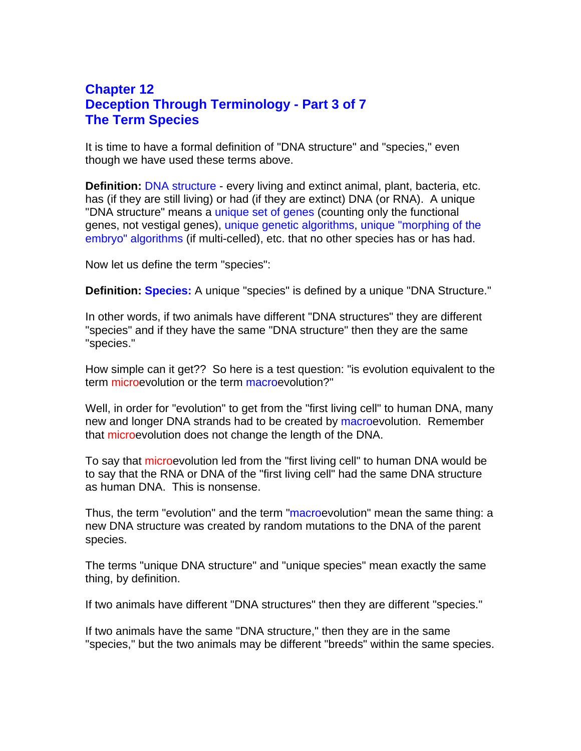## Chapter 12
## Deception Through Terminology - Part 3 of 7
## The Term Species

It is time to have a formal definition of "DNA structure" and "species," even though we have used these terms above.

**Definition:** DNA structure - every living and extinct animal, plant, bacteria, etc. has (if they are still living) or had (if they are extinct) DNA (or RNA). A unique "DNA structure" means a unique set of genes (counting only the functional genes, not vestigal genes), unique genetic algorithms, unique "morphing of the embryo" algorithms (if multi-celled), etc. that no other species has or has had.

Now let us define the term "species":

**Definition: Species:** A unique "species" is defined by a unique "DNA Structure."

In other words, if two animals have different "DNA structures" they are different "species" and if they have the same "DNA structure" then they are the same "species."

How simple can it get?? So here is a test question: "is evolution equivalent to the term microevolution or the term macroevolution?"

Well, in order for "evolution" to get from the "first living cell" to human DNA, many new and longer DNA strands had to be created by macroevolution. Remember that microevolution does not change the length of the DNA.

To say that microevolution led from the "first living cell" to human DNA would be to say that the RNA or DNA of the "first living cell" had the same DNA structure as human DNA. This is nonsense.

Thus, the term "evolution" and the term "macroevolution" mean the same thing: a new DNA structure was created by random mutations to the DNA of the parent species.

The terms "unique DNA structure" and "unique species" mean exactly the same thing, by definition.

If two animals have different "DNA structures" then they are different "species."

If two animals have the same "DNA structure," then they are in the same "species," but the two animals may be different "breeds" within the same species.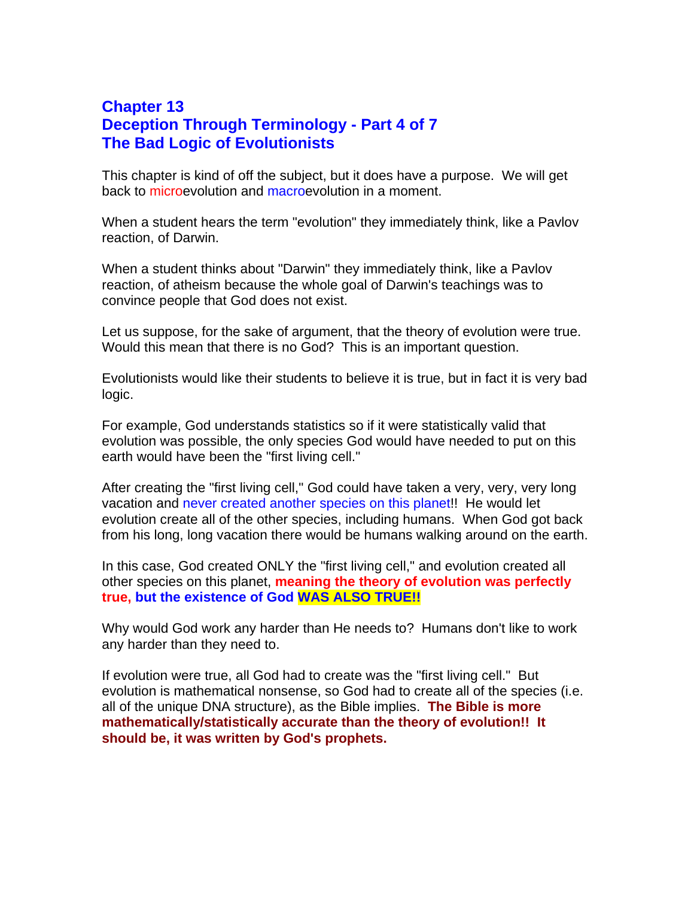## Chapter 13
## Deception Through Terminology - Part 4 of 7
## The Bad Logic of Evolutionists

This chapter is kind of off the subject, but it does have a purpose. We will get back to microevolution and macroevolution in a moment.

When a student hears the term "evolution" they immediately think, like a Pavlov reaction, of Darwin.

When a student thinks about "Darwin" they immediately think, like a Pavlov reaction, of atheism because the whole goal of Darwin's teachings was to convince people that God does not exist.

Let us suppose, for the sake of argument, that the theory of evolution were true. Would this mean that there is no God? This is an important question.

Evolutionists would like their students to believe it is true, but in fact it is very bad logic.

For example, God understands statistics so if it were statistically valid that evolution was possible, the only species God would have needed to put on this earth would have been the "first living cell."

After creating the "first living cell," God could have taken a very, very, very long vacation and never created another species on this planet!! He would let evolution create all of the other species, including humans. When God got back from his long, long vacation there would be humans walking around on the earth.

In this case, God created ONLY the "first living cell," and evolution created all other species on this planet, **meaning the theory of evolution was perfectly true, but the existence of God WAS ALSO TRUE!!**

Why would God work any harder than He needs to? Humans don't like to work any harder than they need to.

If evolution were true, all God had to create was the "first living cell." But evolution is mathematical nonsense, so God had to create all of the species (i.e. all of the unique DNA structure), as the Bible implies. **The Bible is more mathematically/statistically accurate than the theory of evolution!! It should be, it was written by God's prophets.**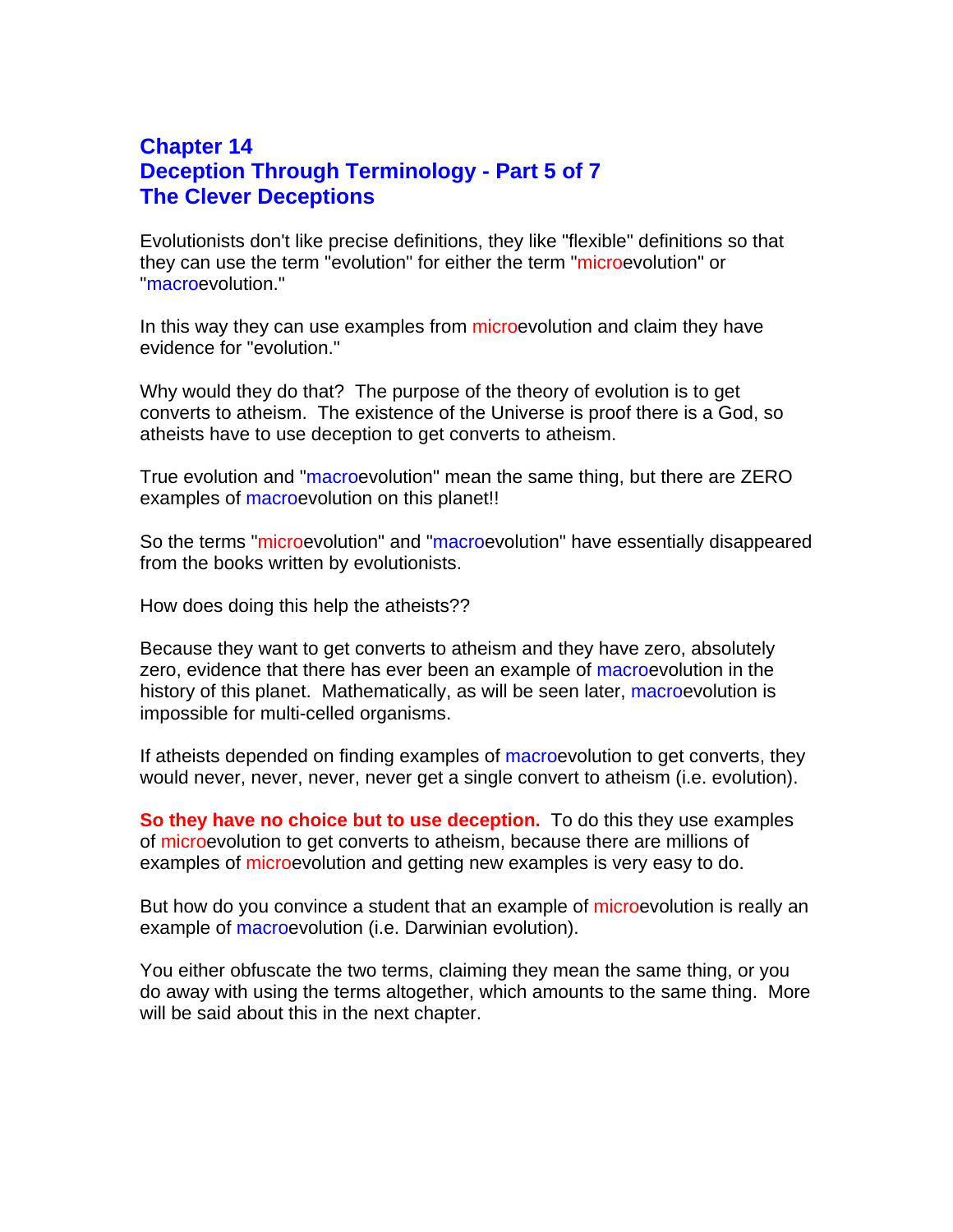# Chapter 14
# Deception Through Terminology - Part 5 of 7
# The Clever Deceptions

Evolutionists don't like precise definitions, they like "flexible" definitions so that they can use the term "evolution" for either the term "microevolution" or "macroevolution."

In this way they can use examples from microevolution and claim they have evidence for "evolution."

Why would they do that? The purpose of the theory of evolution is to get converts to atheism. The existence of the Universe is proof there is a God, so atheists have to use deception to get converts to atheism.

True evolution and "macroevolution" mean the same thing, but there are ZERO examples of macroevolution on this planet!!

So the terms "microevolution" and "macroevolution" have essentially disappeared from the books written by evolutionists.

How does doing this help the atheists??

Because they want to get converts to atheism and they have zero, absolutely zero, evidence that there has ever been an example of macroevolution in the history of this planet. Mathematically, as will be seen later, macroevolution is impossible for multi-celled organisms.

If atheists depended on finding examples of macroevolution to get converts, they would never, never, never, never get a single convert to atheism (i.e. evolution).

**So they have no choice but to use deception.** To do this they use examples of microevolution to get converts to atheism, because there are millions of examples of microevolution and getting new examples is very easy to do.

But how do you convince a student that an example of microevolution is really an example of macroevolution (i.e. Darwinian evolution).

You either obfuscate the two terms, claiming they mean the same thing, or you do away with using the terms altogether, which amounts to the same thing. More will be said about this in the next chapter.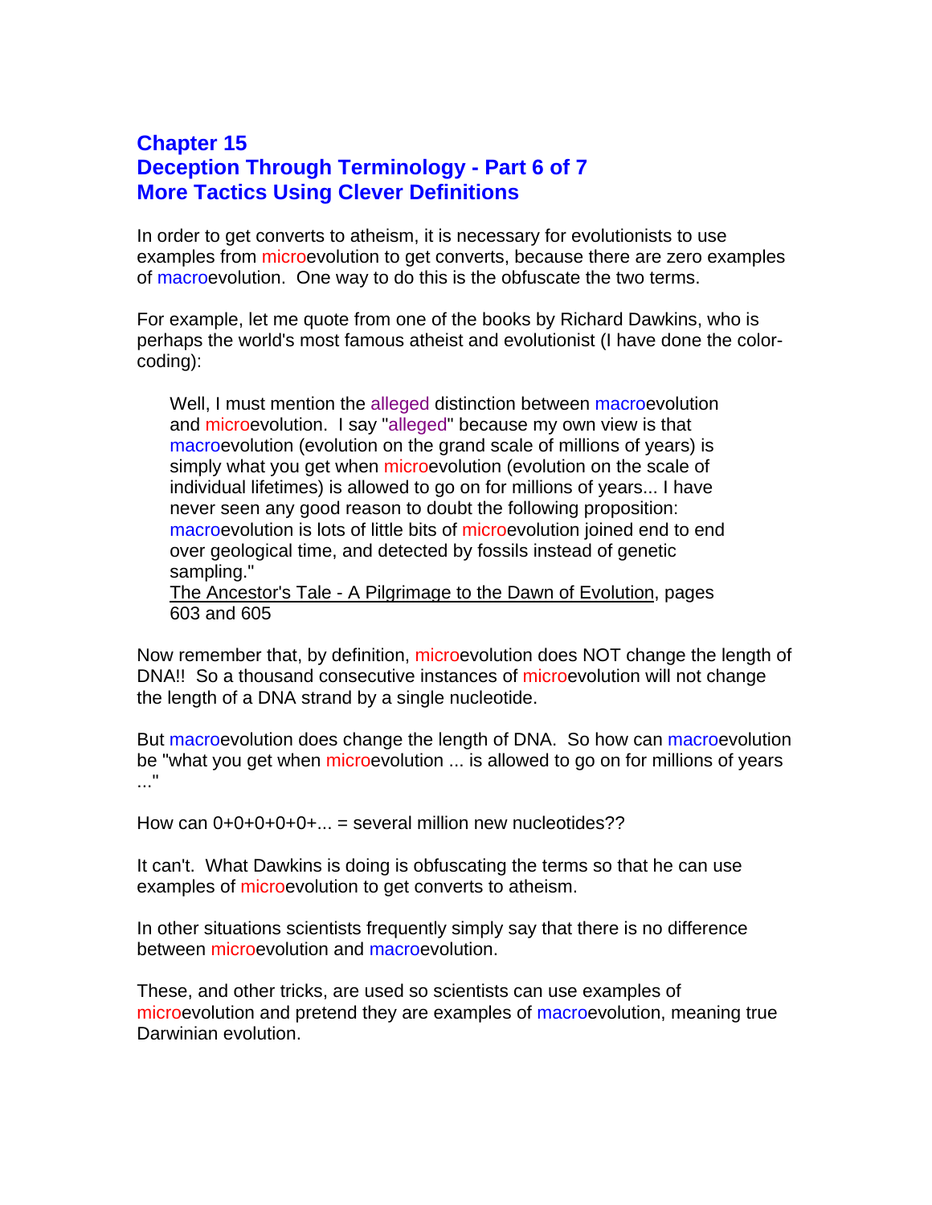# Chapter 15
# Deception Through Terminology - Part 6 of 7
# More Tactics Using Clever Definitions

In order to get converts to atheism, it is necessary for evolutionists to use examples from microevolution to get converts, because there are zero examples of macroevolution. One way to do this is the obfuscate the two terms.

For example, let me quote from one of the books by Richard Dawkins, who is perhaps the world's most famous atheist and evolutionist (I have done the color-coding):

> Well, I must mention the alleged distinction between macroevolution and microevolution. I say "alleged" because my own view is that macroevolution (evolution on the grand scale of millions of years) is simply what you get when microevolution (evolution on the scale of individual lifetimes) is allowed to go on for millions of years... I have never seen any good reason to doubt the following proposition: macroevolution is lots of little bits of microevolution joined end to end over geological time, and detected by fossils instead of genetic sampling."
>
> The Ancestor's Tale - A Pilgrimage to the Dawn of Evolution, pages 603 and 605

Now remember that, by definition, microevolution does NOT change the length of DNA!! So a thousand consecutive instances of microevolution will not change the length of a DNA strand by a single nucleotide.

But macroevolution does change the length of DNA. So how can macroevolution be "what you get when microevolution ... is allowed to go on for millions of years ..."

How can 0+0+0+0+0+... = several million new nucleotides??

It can't. What Dawkins is doing is obfuscating the terms so that he can use examples of microevolution to get converts to atheism.

In other situations scientists frequently simply say that there is no difference between microevolution and macroevolution.

These, and other tricks, are used so scientists can use examples of microevolution and pretend they are examples of macroevolution, meaning true Darwinian evolution.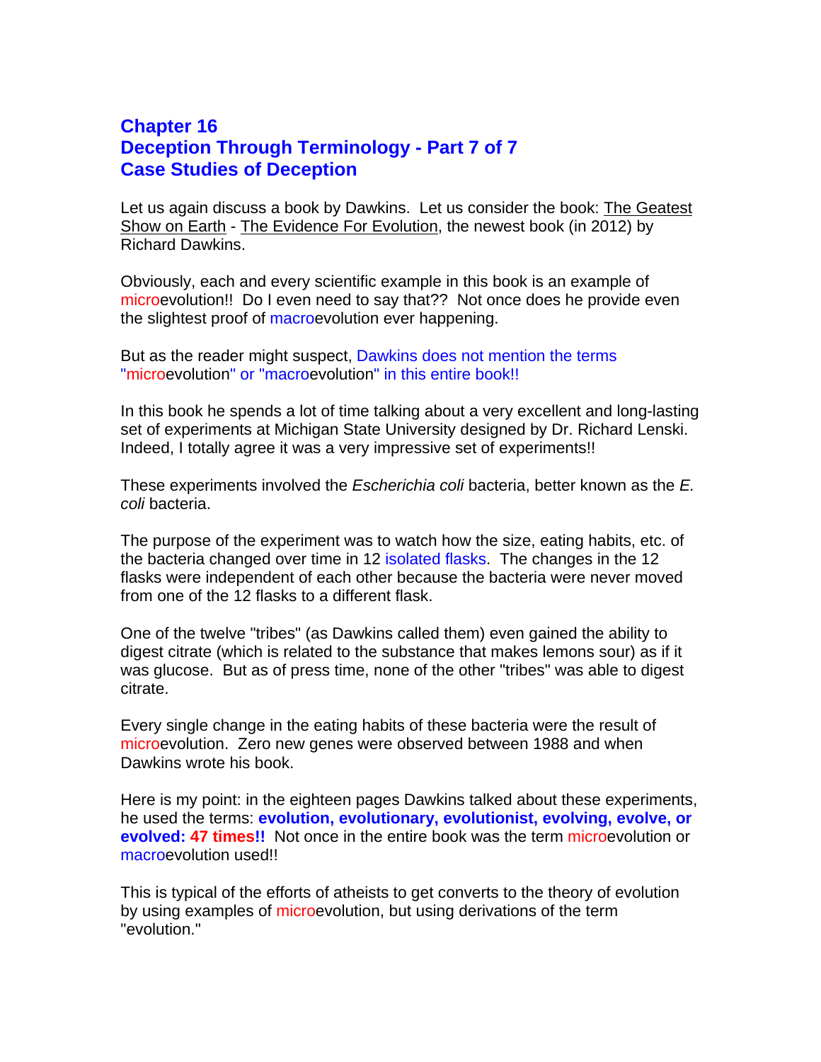# Chapter 16
# Deception Through Terminology - Part 7 of 7
# Case Studies of Deception

Let us again discuss a book by Dawkins. Let us consider the book: The Geatest Show on Earth - The Evidence For Evolution, the newest book (in 2012) by Richard Dawkins.

Obviously, each and every scientific example in this book is an example of microevolution!! Do I even need to say that?? Not once does he provide even the slightest proof of macroevolution ever happening.

But as the reader might suspect, Dawkins does not mention the terms "microevolution" or "macroevolution" in this entire book!!

In this book he spends a lot of time talking about a very excellent and long-lasting set of experiments at Michigan State University designed by Dr. Richard Lenski. Indeed, I totally agree it was a very impressive set of experiments!!

These experiments involved the *Escherichia coli* bacteria, better known as the *E. coli* bacteria.

The purpose of the experiment was to watch how the size, eating habits, etc. of the bacteria changed over time in 12 isolated flasks. The changes in the 12 flasks were independent of each other because the bacteria were never moved from one of the 12 flasks to a different flask.

One of the twelve "tribes" (as Dawkins called them) even gained the ability to digest citrate (which is related to the substance that makes lemons sour) as if it was glucose. But as of press time, none of the other "tribes" was able to digest citrate.

Every single change in the eating habits of these bacteria were the result of microevolution. Zero new genes were observed between 1988 and when Dawkins wrote his book.

Here is my point: in the eighteen pages Dawkins talked about these experiments, he used the terms: **evolution, evolutionary, evolutionist, evolving, evolve, or evolved: 47 times!!** Not once in the entire book was the term microevolution or macroevolution used!!

This is typical of the efforts of atheists to get converts to the theory of evolution by using examples of microevolution, but using derivations of the term "evolution."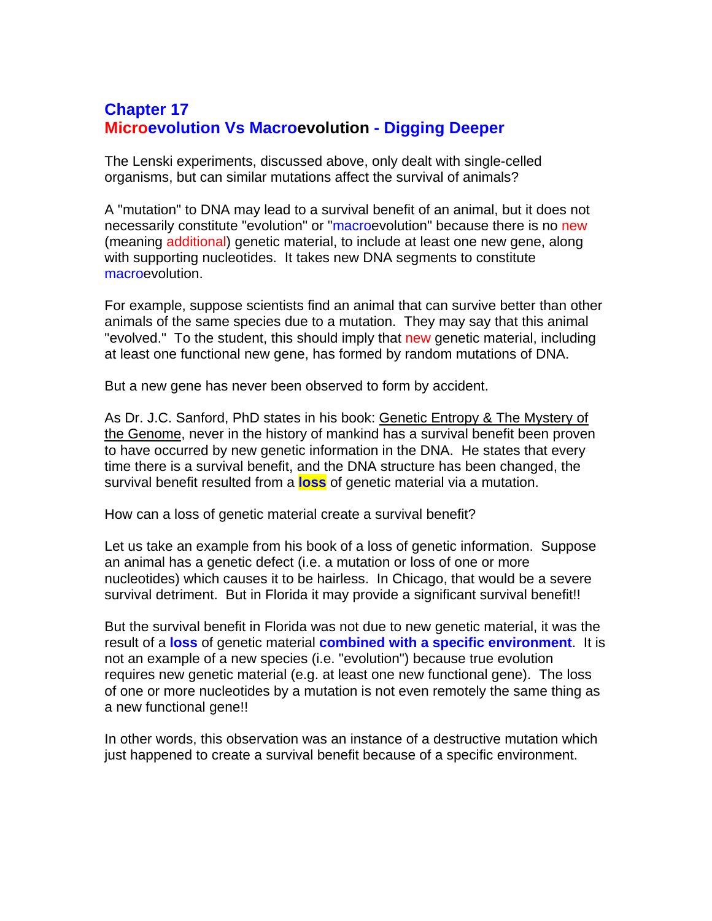# Chapter 17
# Microevolution Vs Macroevolution - Digging Deeper

The Lenski experiments, discussed above, only dealt with single-celled organisms, but can similar mutations affect the survival of animals?

A "mutation" to DNA may lead to a survival benefit of an animal, but it does not necessarily constitute "evolution" or "macroevolution" because there is no new (meaning additional) genetic material, to include at least one new gene, along with supporting nucleotides. It takes new DNA segments to constitute macroevolution.

For example, suppose scientists find an animal that can survive better than other animals of the same species due to a mutation. They may say that this animal "evolved." To the student, this should imply that new genetic material, including at least one functional new gene, has formed by random mutations of DNA.

But a new gene has never been observed to form by accident.

As Dr. J.C. Sanford, PhD states in his book: Genetic Entropy & The Mystery of the Genome, never in the history of mankind has a survival benefit been proven to have occurred by new genetic information in the DNA. He states that every time there is a survival benefit, and the DNA structure has been changed, the survival benefit resulted from a **loss** of genetic material via a mutation.

How can a loss of genetic material create a survival benefit?

Let us take an example from his book of a loss of genetic information. Suppose an animal has a genetic defect (i.e. a mutation or loss of one or more nucleotides) which causes it to be hairless. In Chicago, that would be a severe survival detriment. But in Florida it may provide a significant survival benefit!!

But the survival benefit in Florida was not due to new genetic material, it was the result of a **loss** of genetic material **combined with a specific environment**. It is not an example of a new species (i.e. "evolution") because true evolution requires new genetic material (e.g. at least one new functional gene). The loss of one or more nucleotides by a mutation is not even remotely the same thing as a new functional gene!!

In other words, this observation was an instance of a destructive mutation which just happened to create a survival benefit because of a specific environment.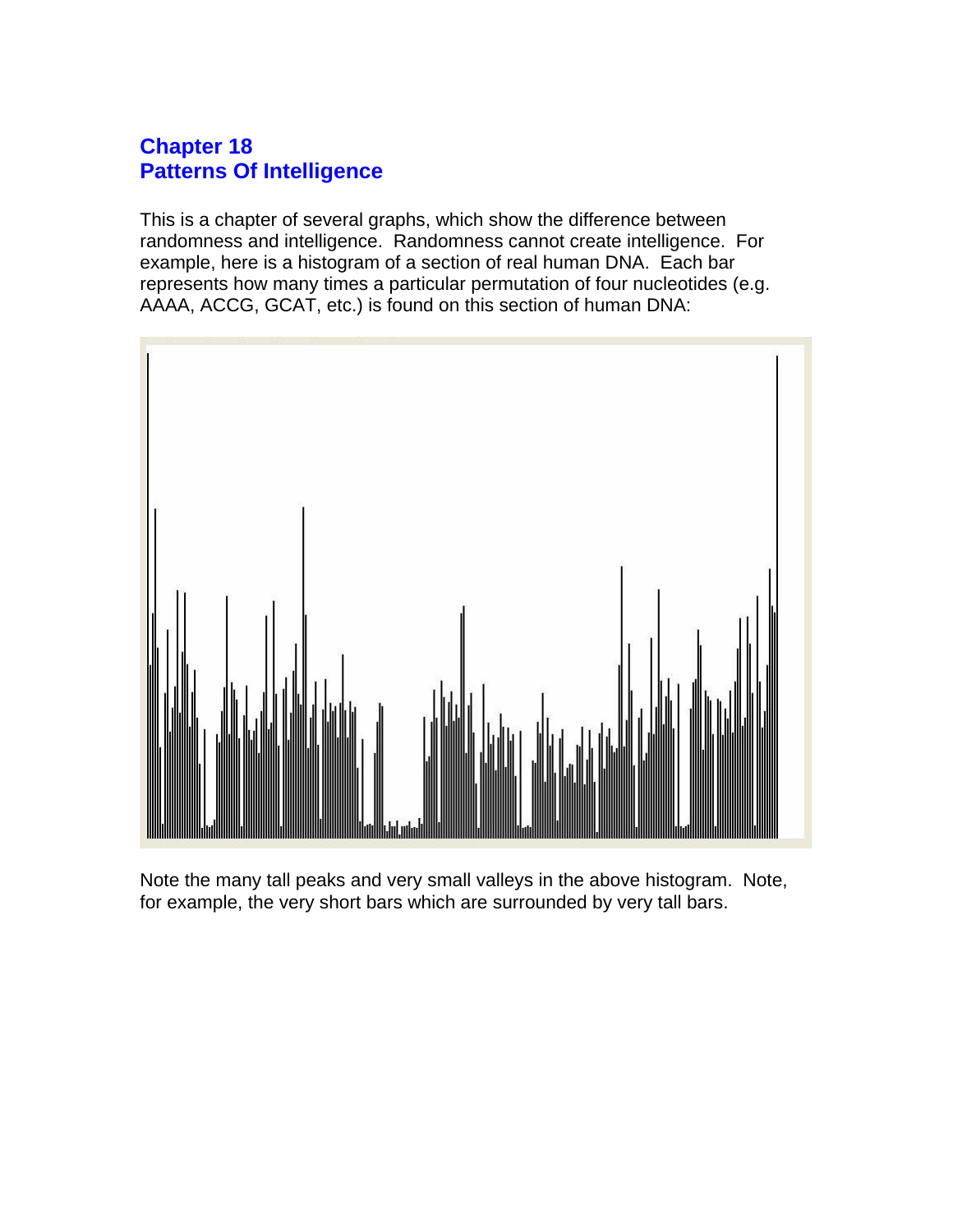# Chapter 18
# Patterns Of Intelligence

This is a chapter of several graphs, which show the difference between randomness and intelligence. Randomness cannot create intelligence. For example, here is a histogram of a section of real human DNA. Each bar represents how many times a particular permutation of four nucleotides (e.g. AAAA, ACCG, GCAT, etc.) is found on this section of human DNA:

Note the many tall peaks and very small valleys in the above histogram. Note, for example, the very short bars which are surrounded by very tall bars.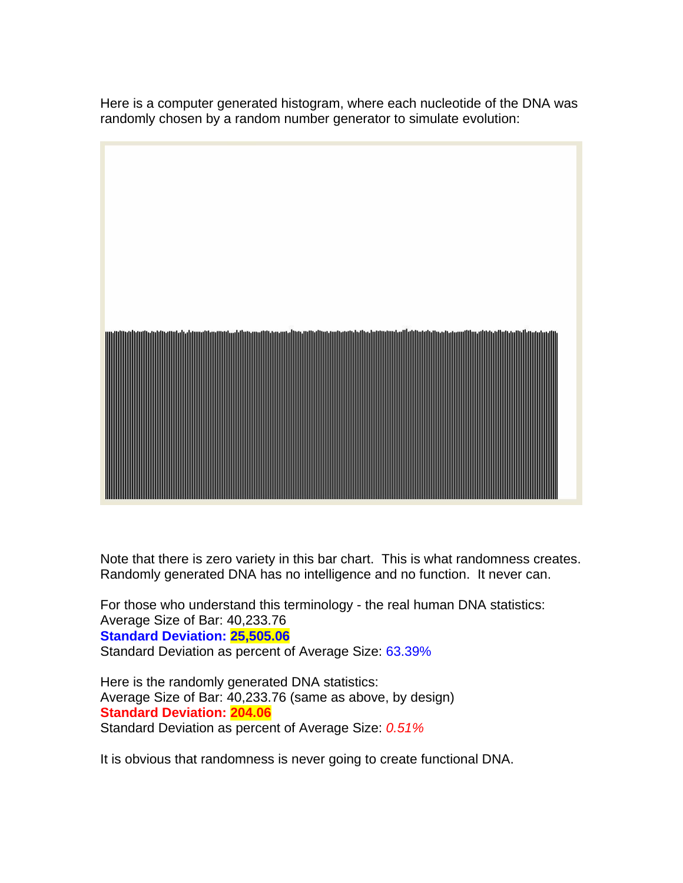Here is a computer generated histogram, where each nucleotide of the DNA was randomly chosen by a random number generator to simulate evolution:

Note that there is zero variety in this bar chart. This is what randomness creates. Randomly generated DNA has no intelligence and no function. It never can.

For those who understand this terminology - the real human DNA statistics:
Average Size of Bar: 40,233.76
**Standard Deviation: 25,505.06**
Standard Deviation as percent of Average Size: 63.39%

Here is the randomly generated DNA statistics:
Average Size of Bar: 40,233.76 (same as above, by design)
**Standard Deviation: 204.06**
Standard Deviation as percent of Average Size: *0.51%*

It is obvious that randomness is never going to create functional DNA.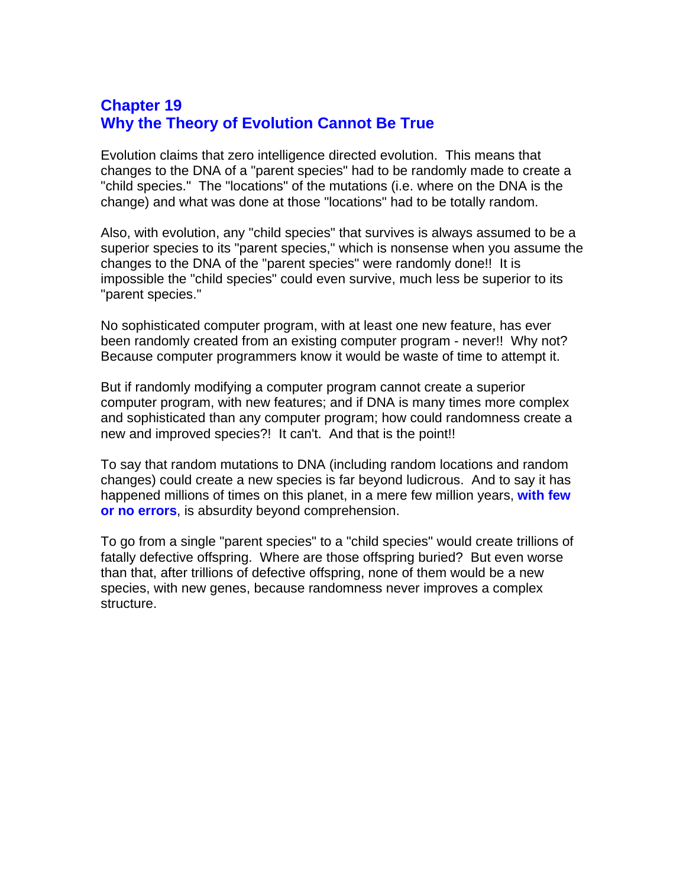## Chapter 19
## Why the Theory of Evolution Cannot Be True

Evolution claims that zero intelligence directed evolution.  This means that changes to the DNA of a "parent species" had to be randomly made to create a "child species."  The "locations" of the mutations (i.e. where on the DNA is the change) and what was done at those "locations" had to be totally random.

Also, with evolution, any "child species" that survives is always assumed to be a superior species to its "parent species," which is nonsense when you assume the changes to the DNA of the "parent species" were randomly done!!  It is impossible the "child species" could even survive, much less be superior to its "parent species."

No sophisticated computer program, with at least one new feature, has ever been randomly created from an existing computer program - never!!  Why not? Because computer programmers know it would be waste of time to attempt it.

But if randomly modifying a computer program cannot create a superior computer program, with new features; and if DNA is many times more complex and sophisticated than any computer program; how could randomness create a new and improved species?!  It can't.  And that is the point!!

To say that random mutations to DNA (including random locations and random changes) could create a new species is far beyond ludicrous.  And to say it has happened millions of times on this planet, in a mere few million years, **with few or no errors**, is absurdity beyond comprehension.

To go from a single "parent species" to a "child species" would create trillions of fatally defective offspring.  Where are those offspring buried?  But even worse than that, after trillions of defective offspring, none of them would be a new species, with new genes, because randomness never improves a complex structure.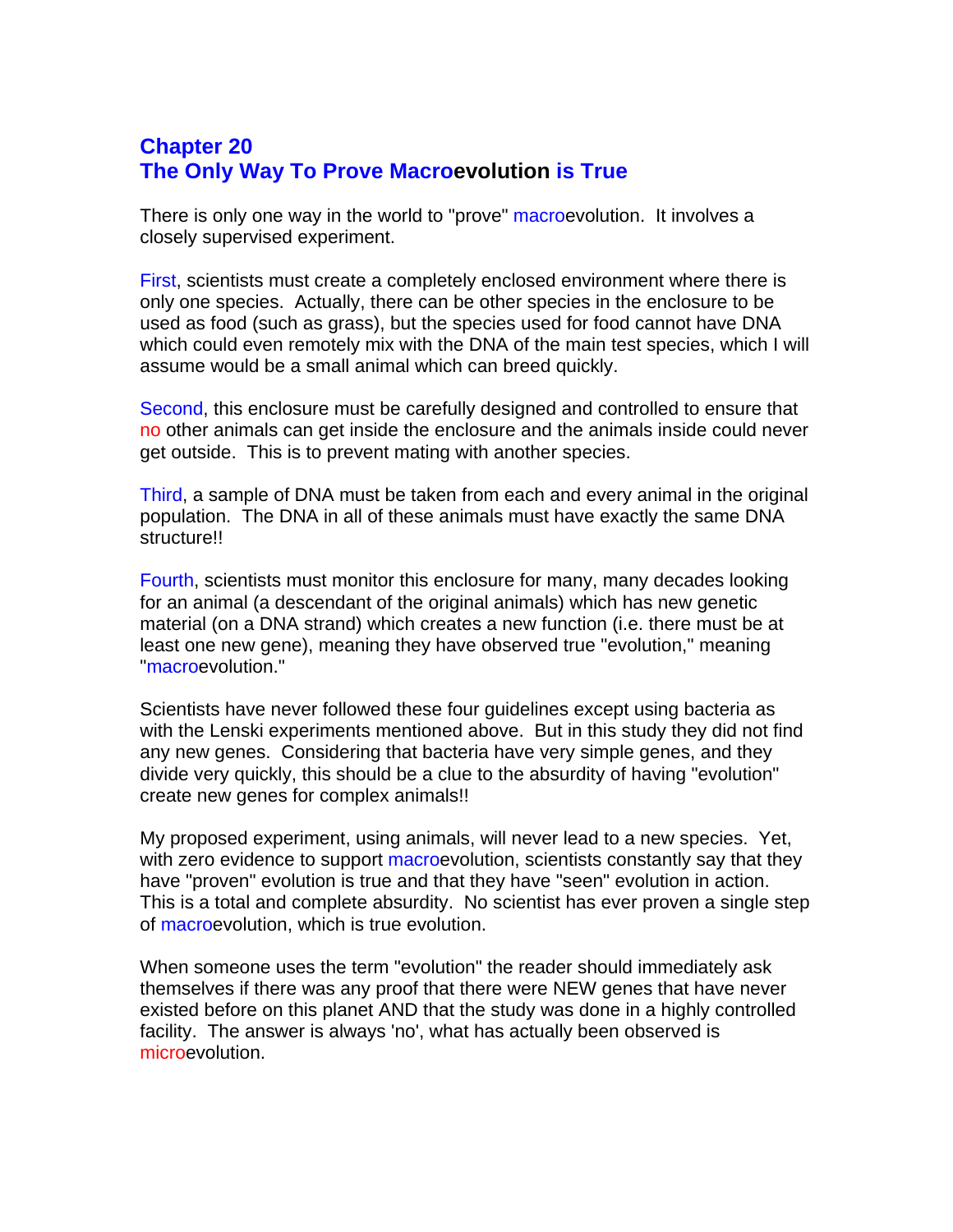## Chapter 20
## The Only Way To Prove Macroevolution is True

There is only one way in the world to "prove" macroevolution. It involves a closely supervised experiment.

First, scientists must create a completely enclosed environment where there is only one species. Actually, there can be other species in the enclosure to be used as food (such as grass), but the species used for food cannot have DNA which could even remotely mix with the DNA of the main test species, which I will assume would be a small animal which can breed quickly.

Second, this enclosure must be carefully designed and controlled to ensure that no other animals can get inside the enclosure and the animals inside could never get outside. This is to prevent mating with another species.

Third, a sample of DNA must be taken from each and every animal in the original population. The DNA in all of these animals must have exactly the same DNA structure!!

Fourth, scientists must monitor this enclosure for many, many decades looking for an animal (a descendant of the original animals) which has new genetic material (on a DNA strand) which creates a new function (i.e. there must be at least one new gene), meaning they have observed true "evolution," meaning "macroevolution."

Scientists have never followed these four guidelines except using bacteria as with the Lenski experiments mentioned above. But in this study they did not find any new genes. Considering that bacteria have very simple genes, and they divide very quickly, this should be a clue to the absurdity of having "evolution" create new genes for complex animals!!

My proposed experiment, using animals, will never lead to a new species. Yet, with zero evidence to support macroevolution, scientists constantly say that they have "proven" evolution is true and that they have "seen" evolution in action. This is a total and complete absurdity. No scientist has ever proven a single step of macroevolution, which is true evolution.

When someone uses the term "evolution" the reader should immediately ask themselves if there was any proof that there were NEW genes that have never existed before on this planet AND that the study was done in a highly controlled facility. The answer is always 'no', what has actually been observed is microevolution.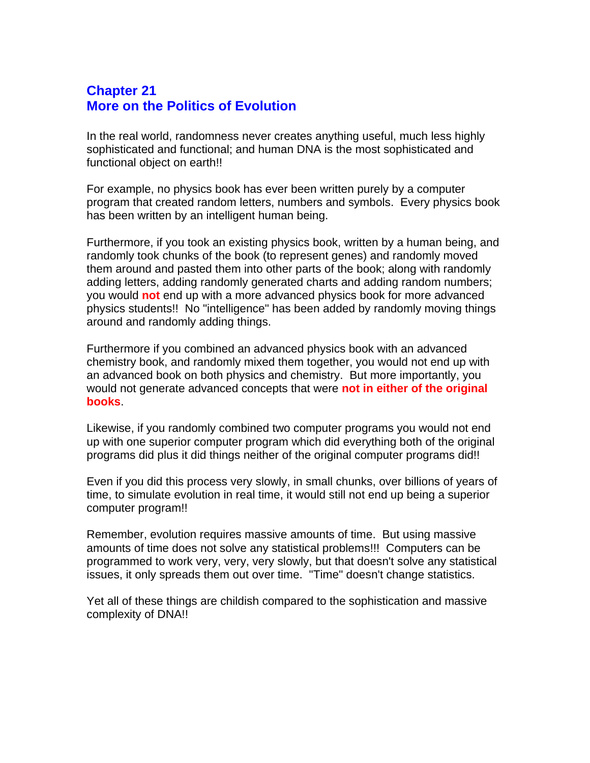# Chapter 21
# More on the Politics of Evolution

In the real world, randomness never creates anything useful, much less highly sophisticated and functional; and human DNA is the most sophisticated and functional object on earth!!

For example, no physics book has ever been written purely by a computer program that created random letters, numbers and symbols. Every physics book has been written by an intelligent human being.

Furthermore, if you took an existing physics book, written by a human being, and randomly took chunks of the book (to represent genes) and randomly moved them around and pasted them into other parts of the book; along with randomly adding letters, adding randomly generated charts and adding random numbers; you would **not** end up with a more advanced physics book for more advanced physics students!! No "intelligence" has been added by randomly moving things around and randomly adding things.

Furthermore if you combined an advanced physics book with an advanced chemistry book, and randomly mixed them together, you would not end up with an advanced book on both physics and chemistry. But more importantly, you would not generate advanced concepts that were **not in either of the original books**.

Likewise, if you randomly combined two computer programs you would not end up with one superior computer program which did everything both of the original programs did plus it did things neither of the original computer programs did!!

Even if you did this process very slowly, in small chunks, over billions of years of time, to simulate evolution in real time, it would still not end up being a superior computer program!!

Remember, evolution requires massive amounts of time. But using massive amounts of time does not solve any statistical problems!!! Computers can be programmed to work very, very, very slowly, but that doesn't solve any statistical issues, it only spreads them out over time. "Time" doesn't change statistics.

Yet all of these things are childish compared to the sophistication and massive complexity of DNA!!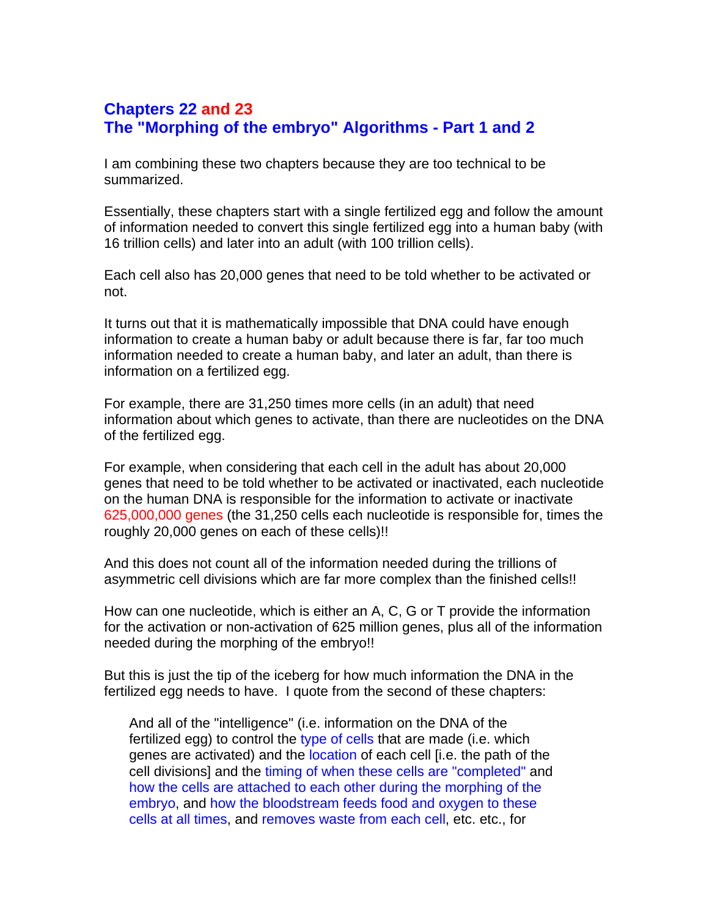## Chapters 22 and 23
## The "Morphing of the embryo" Algorithms - Part 1 and 2

I am combining these two chapters because they are too technical to be summarized.

Essentially, these chapters start with a single fertilized egg and follow the amount of information needed to convert this single fertilized egg into a human baby (with 16 trillion cells) and later into an adult (with 100 trillion cells).

Each cell also has 20,000 genes that need to be told whether to be activated or not.

It turns out that it is mathematically impossible that DNA could have enough information to create a human baby or adult because there is far, far too much information needed to create a human baby, and later an adult, than there is information on a fertilized egg.

For example, there are 31,250 times more cells (in an adult) that need information about which genes to activate, than there are nucleotides on the DNA of the fertilized egg.

For example, when considering that each cell in the adult has about 20,000 genes that need to be told whether to be activated or inactivated, each nucleotide on the human DNA is responsible for the information to activate or inactivate 625,000,000 genes (the 31,250 cells each nucleotide is responsible for, times the roughly 20,000 genes on each of these cells)!!

And this does not count all of the information needed during the trillions of asymmetric cell divisions which are far more complex than the finished cells!!

How can one nucleotide, which is either an A, C, G or T provide the information for the activation or non-activation of 625 million genes, plus all of the information needed during the morphing of the embryo!!

But this is just the tip of the iceberg for how much information the DNA in the fertilized egg needs to have. I quote from the second of these chapters:

> And all of the "intelligence" (i.e. information on the DNA of the fertilized egg) to control the type of cells that are made (i.e. which genes are activated) and the location of each cell [i.e. the path of the cell divisions] and the timing of when these cells are "completed" and how the cells are attached to each other during the morphing of the embryo, and how the bloodstream feeds food and oxygen to these cells at all times, and removes waste from each cell, etc. etc., for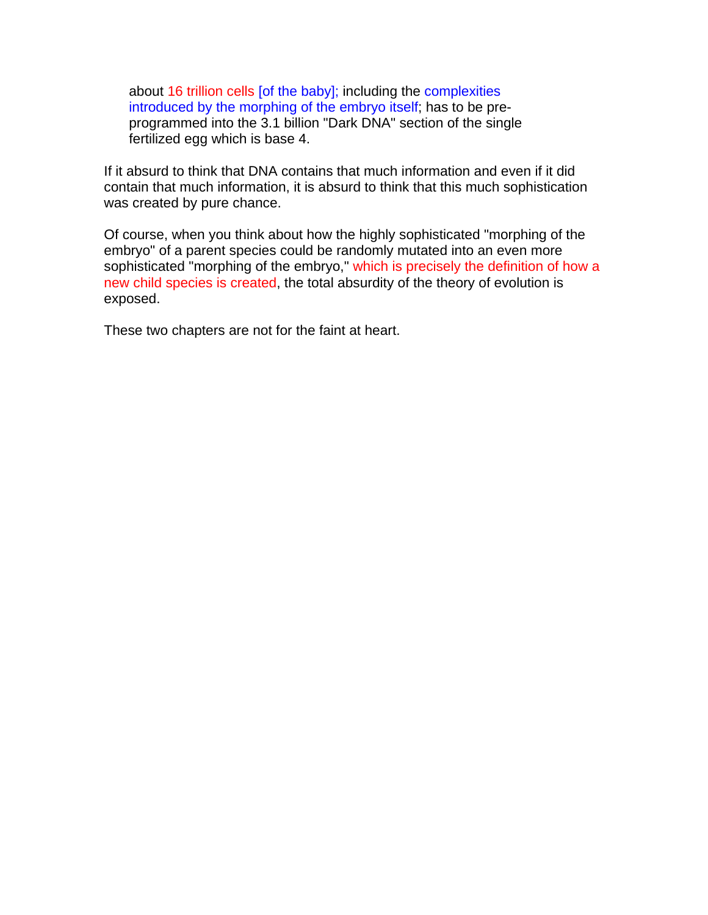> about 16 trillion cells [of the baby]; including the complexities introduced by the morphing of the embryo itself; has to be pre-programmed into the 3.1 billion "Dark DNA" section of the single fertilized egg which is base 4.

If it absurd to think that DNA contains that much information and even if it did contain that much information, it is absurd to think that this much sophistication was created by pure chance.

Of course, when you think about how the highly sophisticated "morphing of the embryo" of a parent species could be randomly mutated into an even more sophisticated "morphing of the embryo," which is precisely the definition of how a new child species is created, the total absurdity of the theory of evolution is exposed.

These two chapters are not for the faint at heart.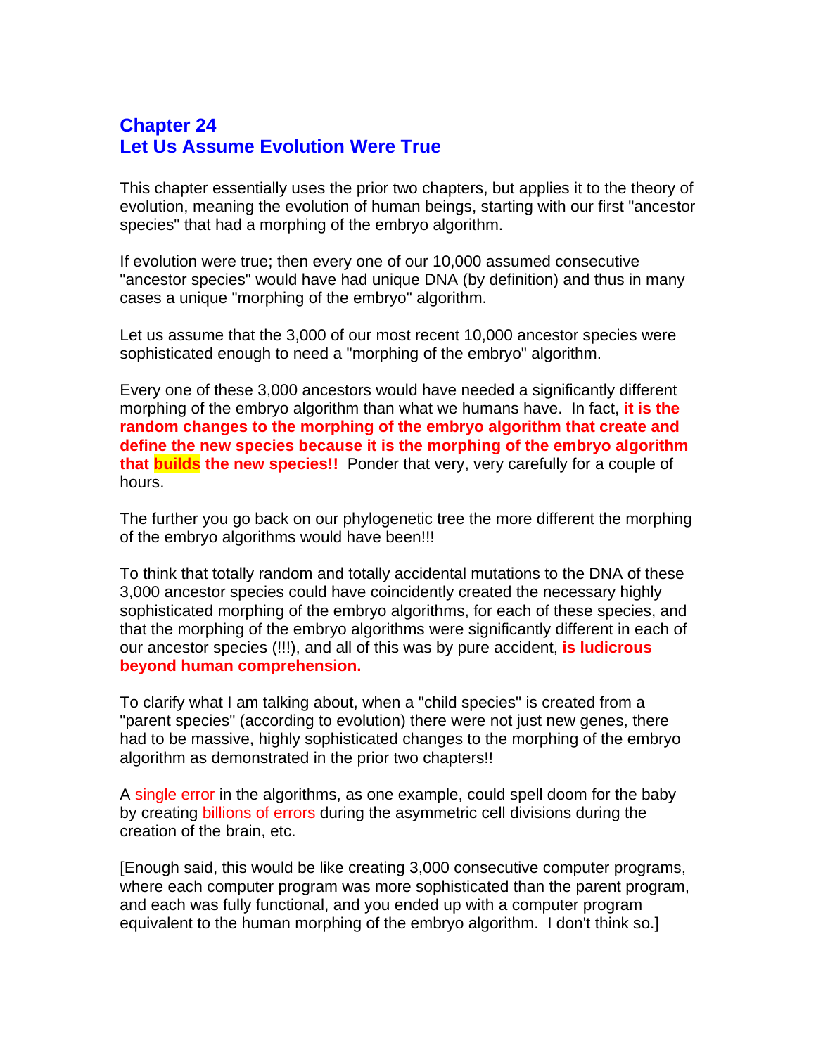## Chapter 24
## Let Us Assume Evolution Were True

This chapter essentially uses the prior two chapters, but applies it to the theory of evolution, meaning the evolution of human beings, starting with our first "ancestor species" that had a morphing of the embryo algorithm.

If evolution were true; then every one of our 10,000 assumed consecutive "ancestor species" would have had unique DNA (by definition) and thus in many cases a unique "morphing of the embryo" algorithm.

Let us assume that the 3,000 of our most recent 10,000 ancestor species were sophisticated enough to need a "morphing of the embryo" algorithm.

Every one of these 3,000 ancestors would have needed a significantly different morphing of the embryo algorithm than what we humans have. In fact, **it is the random changes to the morphing of the embryo algorithm that create and define the new species because it is the morphing of the embryo algorithm that builds the new species!!** Ponder that very, very carefully for a couple of hours.

The further you go back on our phylogenetic tree the more different the morphing of the embryo algorithms would have been!!!

To think that totally random and totally accidental mutations to the DNA of these 3,000 ancestor species could have coincidently created the necessary highly sophisticated morphing of the embryo algorithms, for each of these species, and that the morphing of the embryo algorithms were significantly different in each of our ancestor species (!!!), and all of this was by pure accident, **is ludicrous beyond human comprehension.**

To clarify what I am talking about, when a "child species" is created from a "parent species" (according to evolution) there were not just new genes, there had to be massive, highly sophisticated changes to the morphing of the embryo algorithm as demonstrated in the prior two chapters!!

A single error in the algorithms, as one example, could spell doom for the baby by creating billions of errors during the asymmetric cell divisions during the creation of the brain, etc.

[Enough said, this would be like creating 3,000 consecutive computer programs, where each computer program was more sophisticated than the parent program, and each was fully functional, and you ended up with a computer program equivalent to the human morphing of the embryo algorithm. I don't think so.]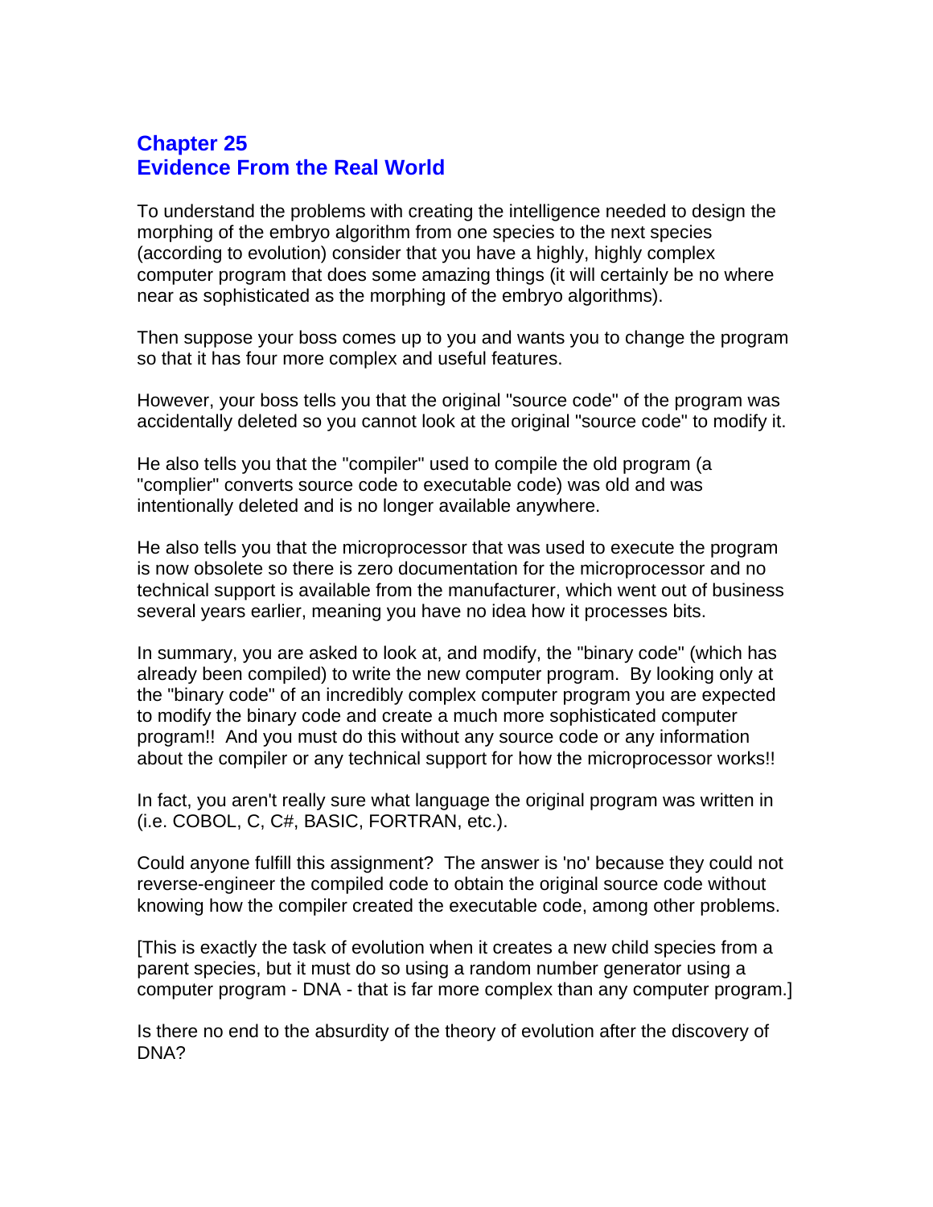# Chapter 25
# Evidence From the Real World

To understand the problems with creating the intelligence needed to design the morphing of the embryo algorithm from one species to the next species (according to evolution) consider that you have a highly, highly complex computer program that does some amazing things (it will certainly be no where near as sophisticated as the morphing of the embryo algorithms).

Then suppose your boss comes up to you and wants you to change the program so that it has four more complex and useful features.

However, your boss tells you that the original "source code" of the program was accidentally deleted so you cannot look at the original "source code" to modify it.

He also tells you that the "compiler" used to compile the old program (a "complier" converts source code to executable code) was old and was intentionally deleted and is no longer available anywhere.

He also tells you that the microprocessor that was used to execute the program is now obsolete so there is zero documentation for the microprocessor and no technical support is available from the manufacturer, which went out of business several years earlier, meaning you have no idea how it processes bits.

In summary, you are asked to look at, and modify, the "binary code" (which has already been compiled) to write the new computer program. By looking only at the "binary code" of an incredibly complex computer program you are expected to modify the binary code and create a much more sophisticated computer program!! And you must do this without any source code or any information about the compiler or any technical support for how the microprocessor works!!

In fact, you aren't really sure what language the original program was written in (i.e. COBOL, C, C#, BASIC, FORTRAN, etc.).

Could anyone fulfill this assignment? The answer is 'no' because they could not reverse-engineer the compiled code to obtain the original source code without knowing how the compiler created the executable code, among other problems.

[This is exactly the task of evolution when it creates a new child species from a parent species, but it must do so using a random number generator using a computer program - DNA - that is far more complex than any computer program.]

Is there no end to the absurdity of the theory of evolution after the discovery of DNA?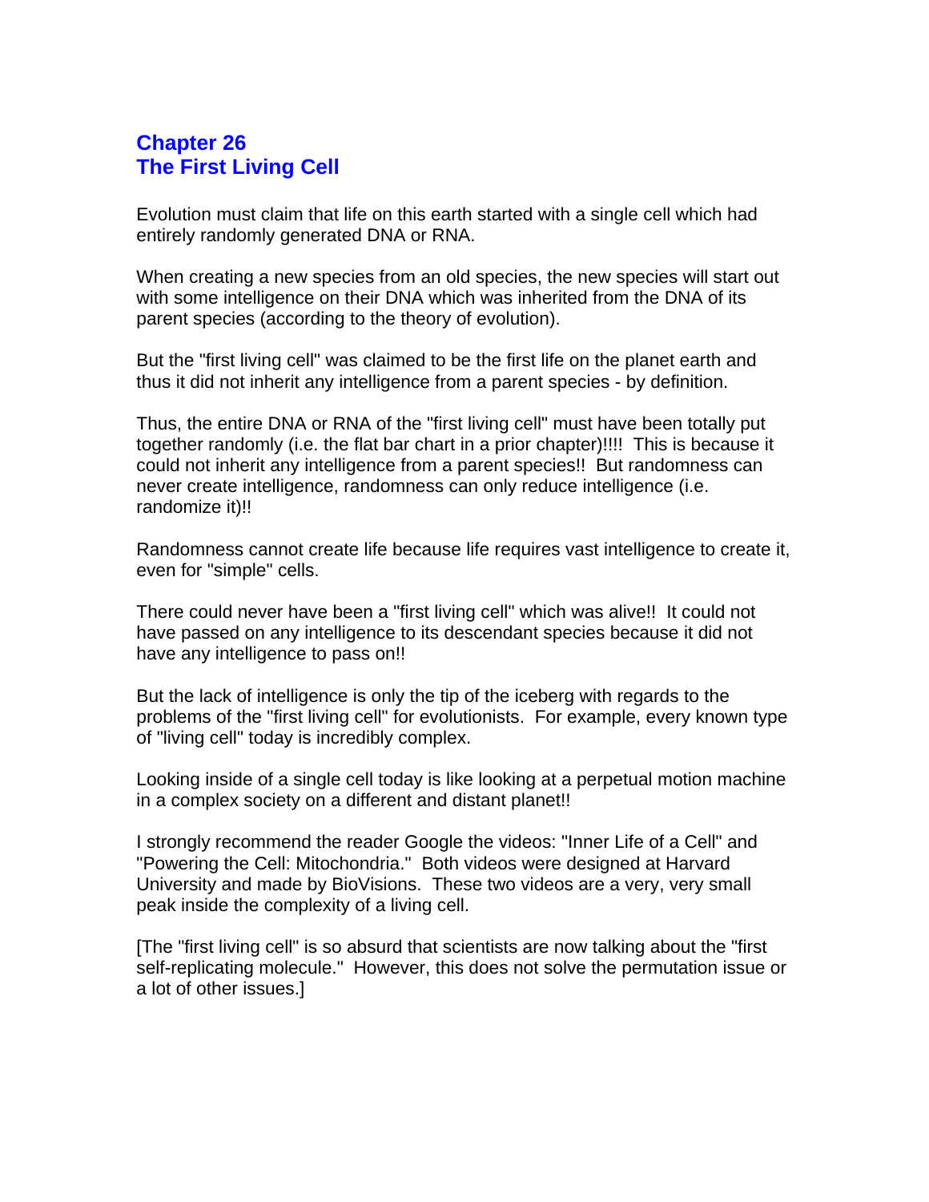## Chapter 26
## The First Living Cell

Evolution must claim that life on this earth started with a single cell which had entirely randomly generated DNA or RNA.

When creating a new species from an old species, the new species will start out with some intelligence on their DNA which was inherited from the DNA of its parent species (according to the theory of evolution).

But the "first living cell" was claimed to be the first life on the planet earth and thus it did not inherit any intelligence from a parent species - by definition.

Thus, the entire DNA or RNA of the "first living cell" must have been totally put together randomly (i.e. the flat bar chart in a prior chapter)!!!! This is because it could not inherit any intelligence from a parent species!! But randomness can never create intelligence, randomness can only reduce intelligence (i.e. randomize it)!!

Randomness cannot create life because life requires vast intelligence to create it, even for "simple" cells.

There could never have been a "first living cell" which was alive!! It could not have passed on any intelligence to its descendant species because it did not have any intelligence to pass on!!

But the lack of intelligence is only the tip of the iceberg with regards to the problems of the "first living cell" for evolutionists. For example, every known type of "living cell" today is incredibly complex.

Looking inside of a single cell today is like looking at a perpetual motion machine in a complex society on a different and distant planet!!

I strongly recommend the reader Google the videos: "Inner Life of a Cell" and "Powering the Cell: Mitochondria." Both videos were designed at Harvard University and made by BioVisions. These two videos are a very, very small peak inside the complexity of a living cell.

[The "first living cell" is so absurd that scientists are now talking about the "first self-replicating molecule." However, this does not solve the permutation issue or a lot of other issues.]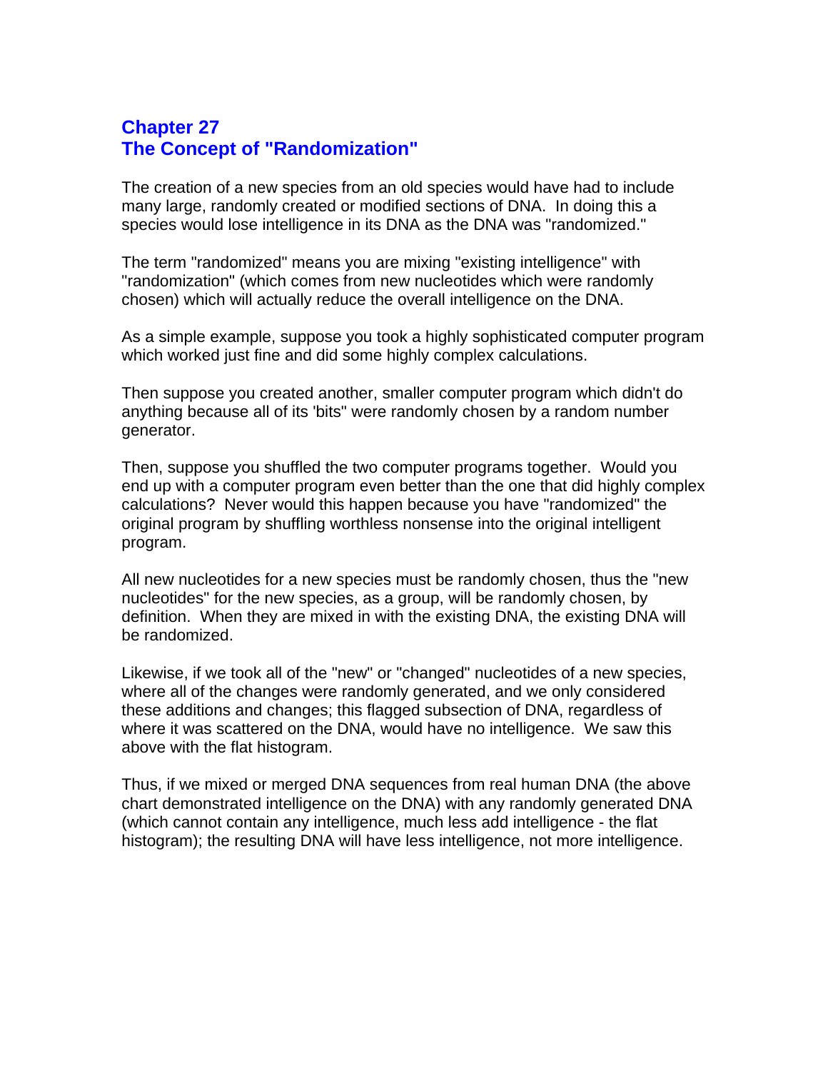## Chapter 27
## The Concept of "Randomization"

The creation of a new species from an old species would have had to include many large, randomly created or modified sections of DNA. In doing this a species would lose intelligence in its DNA as the DNA was "randomized."

The term "randomized" means you are mixing "existing intelligence" with "randomization" (which comes from new nucleotides which were randomly chosen) which will actually reduce the overall intelligence on the DNA.

As a simple example, suppose you took a highly sophisticated computer program which worked just fine and did some highly complex calculations.

Then suppose you created another, smaller computer program which didn't do anything because all of its 'bits" were randomly chosen by a random number generator.

Then, suppose you shuffled the two computer programs together. Would you end up with a computer program even better than the one that did highly complex calculations? Never would this happen because you have "randomized" the original program by shuffling worthless nonsense into the original intelligent program.

All new nucleotides for a new species must be randomly chosen, thus the "new nucleotides" for the new species, as a group, will be randomly chosen, by definition. When they are mixed in with the existing DNA, the existing DNA will be randomized.

Likewise, if we took all of the "new" or "changed" nucleotides of a new species, where all of the changes were randomly generated, and we only considered these additions and changes; this flagged subsection of DNA, regardless of where it was scattered on the DNA, would have no intelligence. We saw this above with the flat histogram.

Thus, if we mixed or merged DNA sequences from real human DNA (the above chart demonstrated intelligence on the DNA) with any randomly generated DNA (which cannot contain any intelligence, much less add intelligence - the flat histogram); the resulting DNA will have less intelligence, not more intelligence.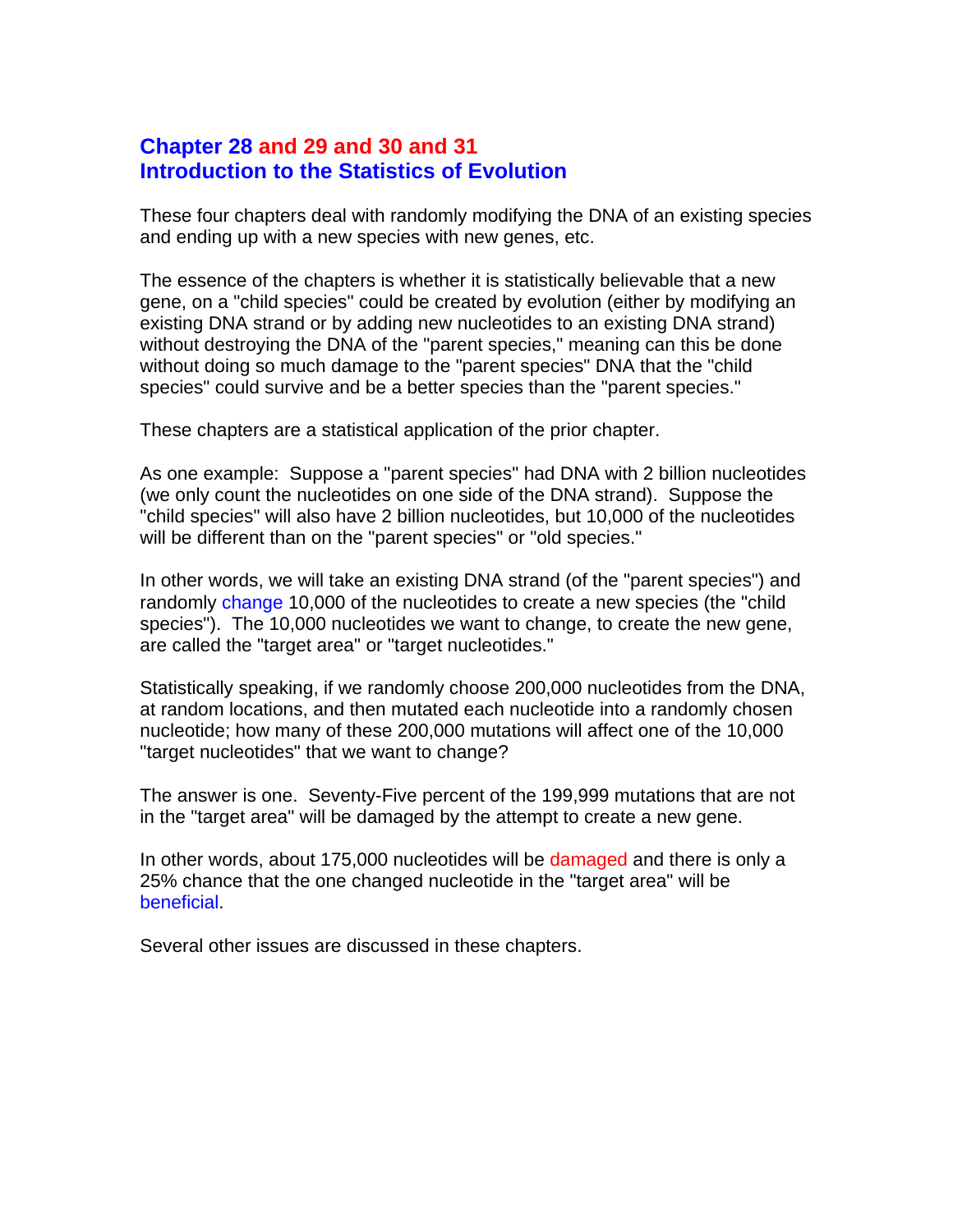# Chapter 28 and 29 and 30 and 31
# Introduction to the Statistics of Evolution

These four chapters deal with randomly modifying the DNA of an existing species and ending up with a new species with new genes, etc.

The essence of the chapters is whether it is statistically believable that a new gene, on a "child species" could be created by evolution (either by modifying an existing DNA strand or by adding new nucleotides to an existing DNA strand) without destroying the DNA of the "parent species," meaning can this be done without doing so much damage to the "parent species" DNA that the "child species" could survive and be a better species than the "parent species."

These chapters are a statistical application of the prior chapter.

As one example: Suppose a "parent species" had DNA with 2 billion nucleotides (we only count the nucleotides on one side of the DNA strand). Suppose the "child species" will also have 2 billion nucleotides, but 10,000 of the nucleotides will be different than on the "parent species" or "old species."

In other words, we will take an existing DNA strand (of the "parent species") and randomly change 10,000 of the nucleotides to create a new species (the "child species"). The 10,000 nucleotides we want to change, to create the new gene, are called the "target area" or "target nucleotides."

Statistically speaking, if we randomly choose 200,000 nucleotides from the DNA, at random locations, and then mutated each nucleotide into a randomly chosen nucleotide; how many of these 200,000 mutations will affect one of the 10,000 "target nucleotides" that we want to change?

The answer is one. Seventy-Five percent of the 199,999 mutations that are not in the "target area" will be damaged by the attempt to create a new gene.

In other words, about 175,000 nucleotides will be damaged and there is only a 25% chance that the one changed nucleotide in the "target area" will be beneficial.

Several other issues are discussed in these chapters.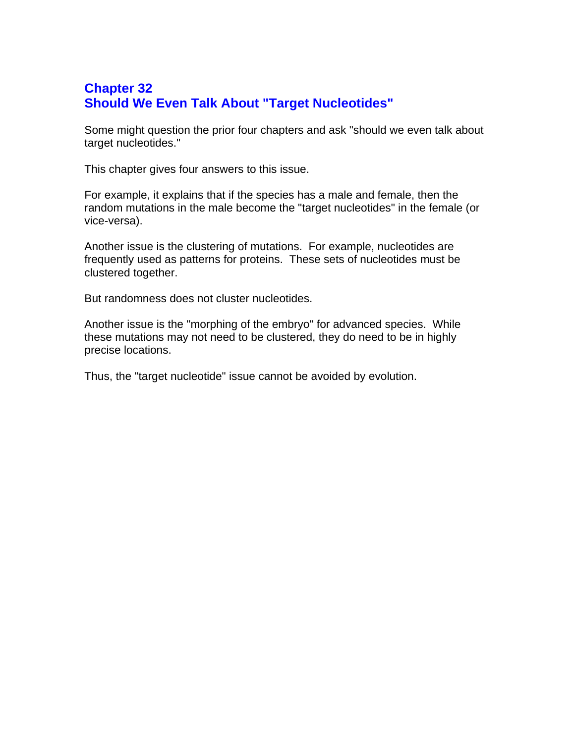# Chapter 32
# Should We Even Talk About "Target Nucleotides"

Some might question the prior four chapters and ask "should we even talk about target nucleotides."

This chapter gives four answers to this issue.

For example, it explains that if the species has a male and female, then the random mutations in the male become the "target nucleotides" in the female (or vice-versa).

Another issue is the clustering of mutations. For example, nucleotides are frequently used as patterns for proteins. These sets of nucleotides must be clustered together.

But randomness does not cluster nucleotides.

Another issue is the "morphing of the embryo" for advanced species. While these mutations may not need to be clustered, they do need to be in highly precise locations.

Thus, the "target nucleotide" issue cannot be avoided by evolution.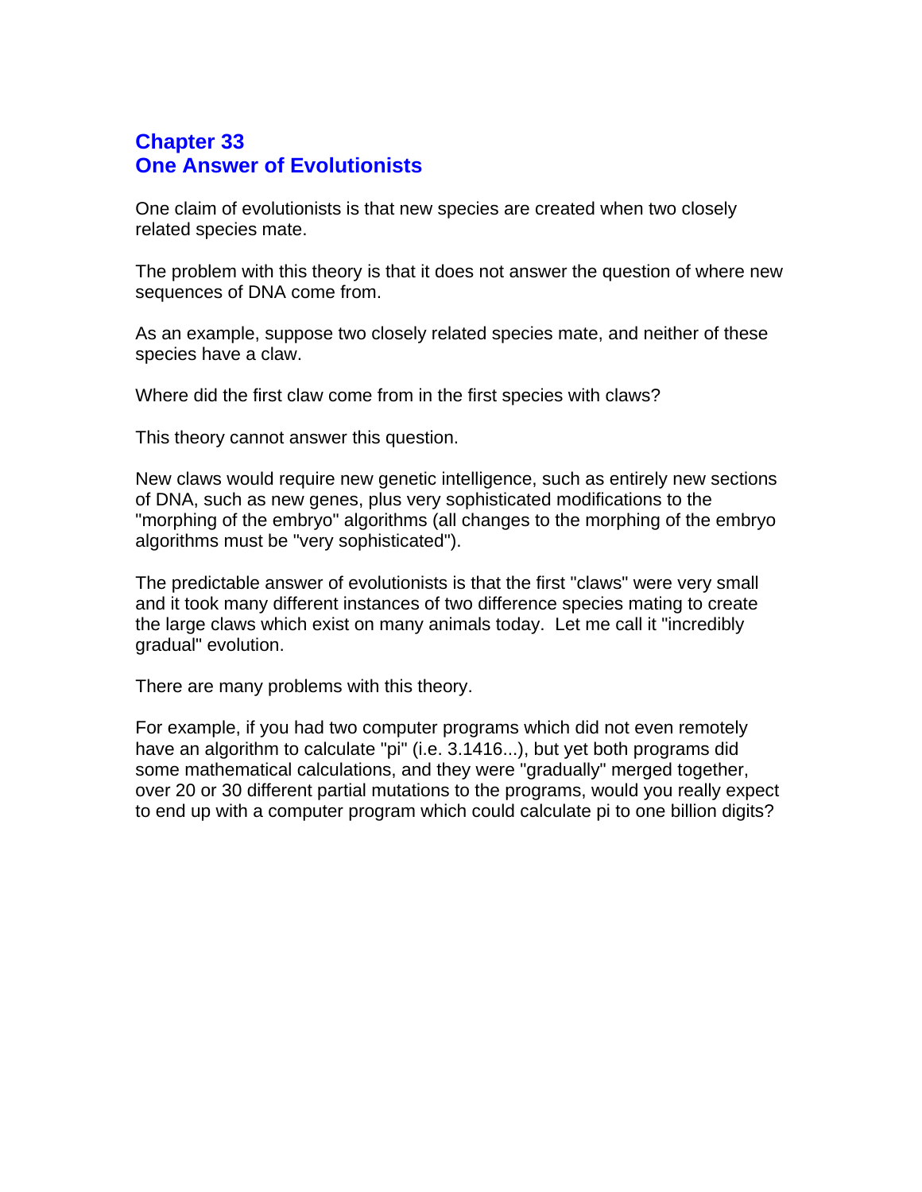## Chapter 33
## One Answer of Evolutionists

One claim of evolutionists is that new species are created when two closely related species mate.

The problem with this theory is that it does not answer the question of where new sequences of DNA come from.

As an example, suppose two closely related species mate, and neither of these species have a claw.

Where did the first claw come from in the first species with claws?

This theory cannot answer this question.

New claws would require new genetic intelligence, such as entirely new sections of DNA, such as new genes, plus very sophisticated modifications to the "morphing of the embryo" algorithms (all changes to the morphing of the embryo algorithms must be "very sophisticated").

The predictable answer of evolutionists is that the first "claws" were very small and it took many different instances of two difference species mating to create the large claws which exist on many animals today. Let me call it "incredibly gradual" evolution.

There are many problems with this theory.

For example, if you had two computer programs which did not even remotely have an algorithm to calculate "pi" (i.e. 3.1416...), but yet both programs did some mathematical calculations, and they were "gradually" merged together, over 20 or 30 different partial mutations to the programs, would you really expect to end up with a computer program which could calculate pi to one billion digits?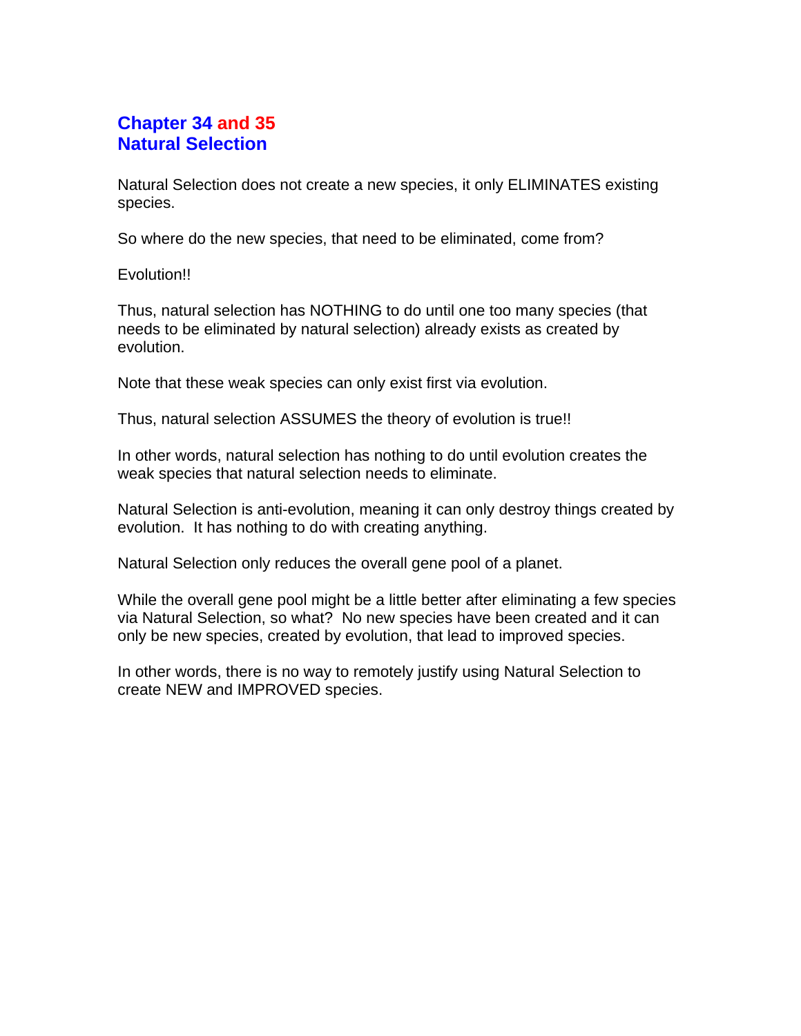## Chapter 34 and 35
## Natural Selection

Natural Selection does not create a new species, it only ELIMINATES existing species.

So where do the new species, that need to be eliminated, come from?

Evolution!!

Thus, natural selection has NOTHING to do until one too many species (that needs to be eliminated by natural selection) already exists as created by evolution.

Note that these weak species can only exist first via evolution.

Thus, natural selection ASSUMES the theory of evolution is true!!

In other words, natural selection has nothing to do until evolution creates the weak species that natural selection needs to eliminate.

Natural Selection is anti-evolution, meaning it can only destroy things created by evolution. It has nothing to do with creating anything.

Natural Selection only reduces the overall gene pool of a planet.

While the overall gene pool might be a little better after eliminating a few species via Natural Selection, so what? No new species have been created and it can only be new species, created by evolution, that lead to improved species.

In other words, there is no way to remotely justify using Natural Selection to create NEW and IMPROVED species.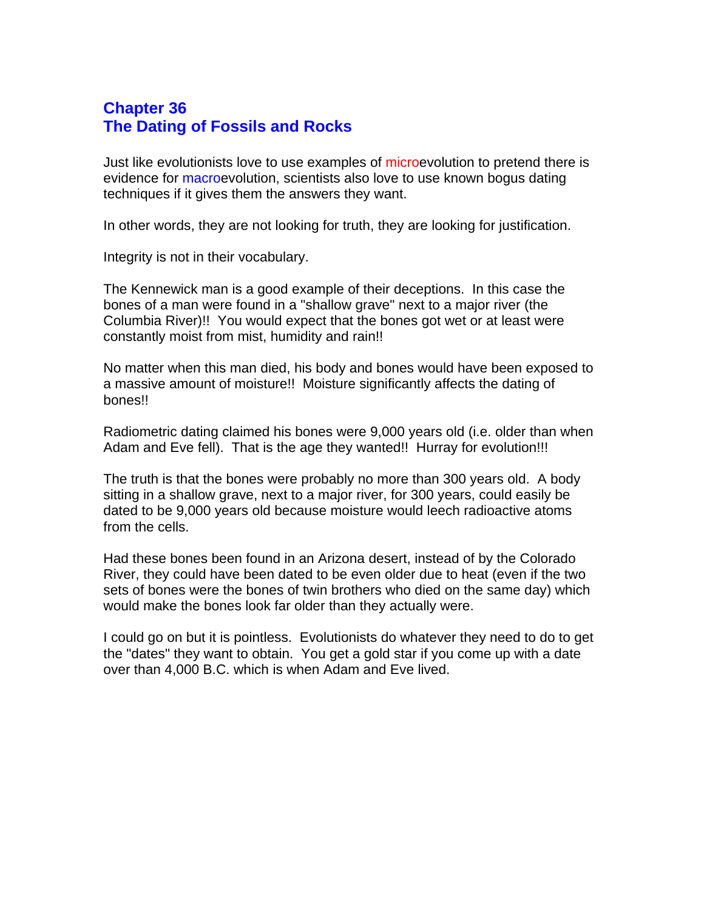# Chapter 36
# The Dating of Fossils and Rocks

Just like evolutionists love to use examples of microevolution to pretend there is evidence for macroevolution, scientists also love to use known bogus dating techniques if it gives them the answers they want.

In other words, they are not looking for truth, they are looking for justification.

Integrity is not in their vocabulary.

The Kennewick man is a good example of their deceptions. In this case the bones of a man were found in a "shallow grave" next to a major river (the Columbia River)!! You would expect that the bones got wet or at least were constantly moist from mist, humidity and rain!!

No matter when this man died, his body and bones would have been exposed to a massive amount of moisture!! Moisture significantly affects the dating of bones!!

Radiometric dating claimed his bones were 9,000 years old (i.e. older than when Adam and Eve fell). That is the age they wanted!! Hurray for evolution!!!

The truth is that the bones were probably no more than 300 years old. A body sitting in a shallow grave, next to a major river, for 300 years, could easily be dated to be 9,000 years old because moisture would leech radioactive atoms from the cells.

Had these bones been found in an Arizona desert, instead of by the Colorado River, they could have been dated to be even older due to heat (even if the two sets of bones were the bones of twin brothers who died on the same day) which would make the bones look far older than they actually were.

I could go on but it is pointless. Evolutionists do whatever they need to do to get the "dates" they want to obtain. You get a gold star if you come up with a date over than 4,000 B.C. which is when Adam and Eve lived.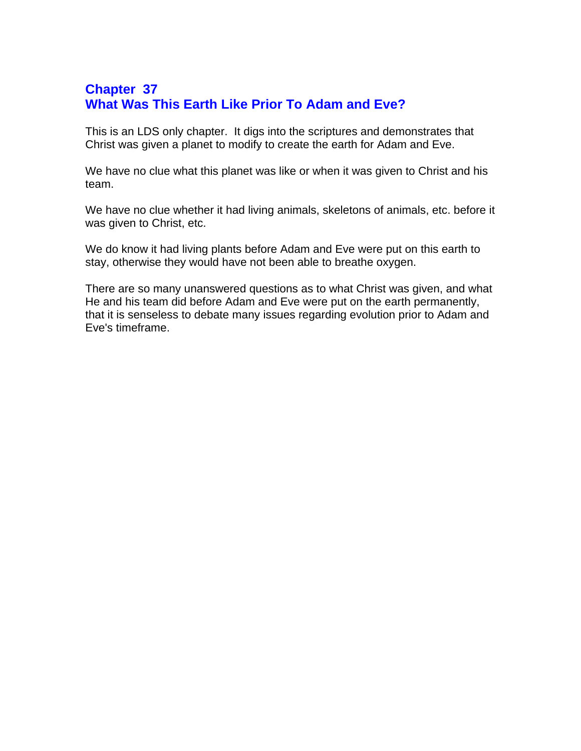## Chapter 37
## What Was This Earth Like Prior To Adam and Eve?

This is an LDS only chapter. It digs into the scriptures and demonstrates that Christ was given a planet to modify to create the earth for Adam and Eve.

We have no clue what this planet was like or when it was given to Christ and his team.

We have no clue whether it had living animals, skeletons of animals, etc. before it was given to Christ, etc.

We do know it had living plants before Adam and Eve were put on this earth to stay, otherwise they would have not been able to breathe oxygen.

There are so many unanswered questions as to what Christ was given, and what He and his team did before Adam and Eve were put on the earth permanently, that it is senseless to debate many issues regarding evolution prior to Adam and Eve's timeframe.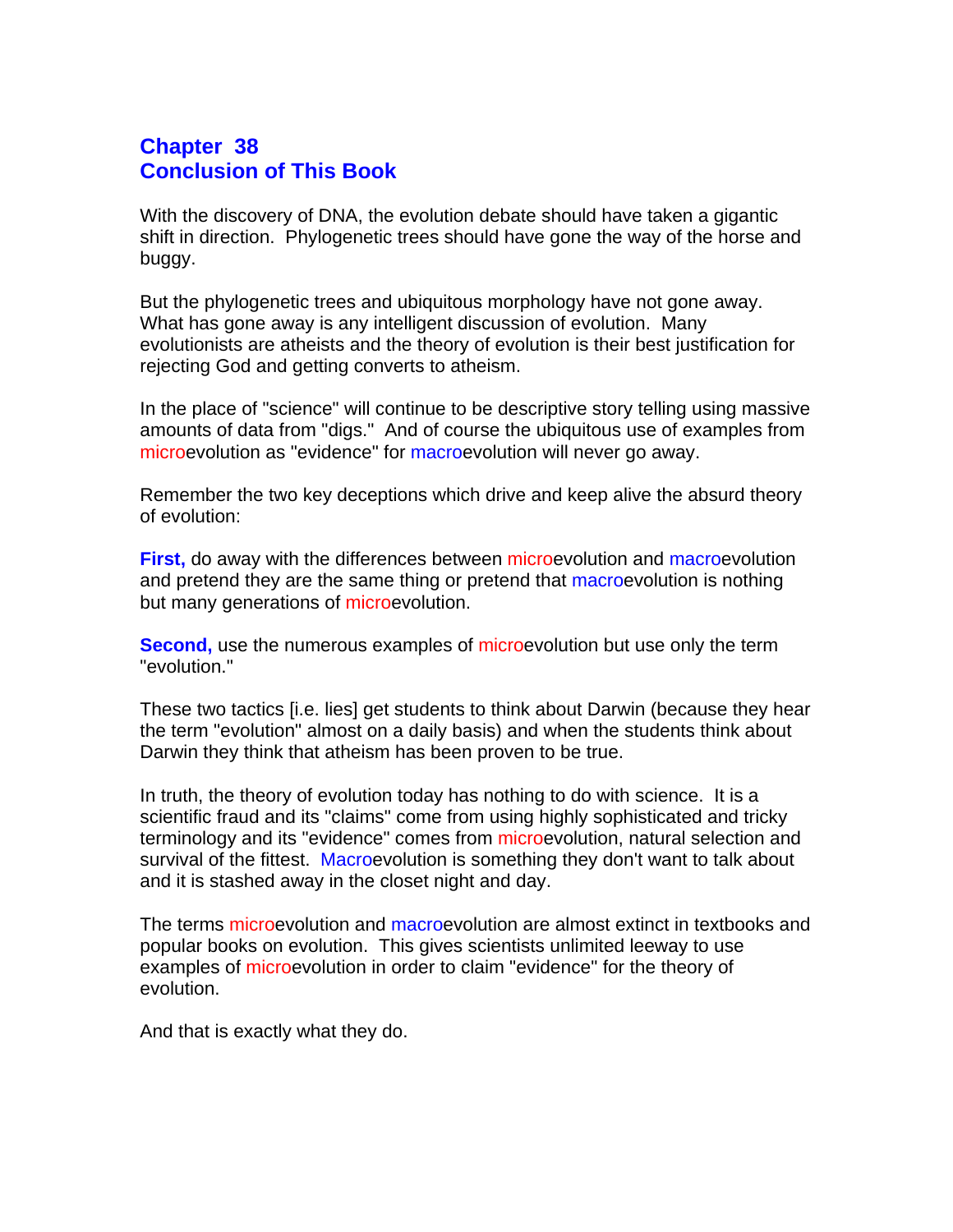# Chapter 38
# Conclusion of This Book

With the discovery of DNA, the evolution debate should have taken a gigantic shift in direction. Phylogenetic trees should have gone the way of the horse and buggy.

But the phylogenetic trees and ubiquitous morphology have not gone away. What has gone away is any intelligent discussion of evolution. Many evolutionists are atheists and the theory of evolution is their best justification for rejecting God and getting converts to atheism.

In the place of "science" will continue to be descriptive story telling using massive amounts of data from "digs." And of course the ubiquitous use of examples from microevolution as "evidence" for macroevolution will never go away.

Remember the two key deceptions which drive and keep alive the absurd theory of evolution:

**First,** do away with the differences between microevolution and macroevolution and pretend they are the same thing or pretend that macroevolution is nothing but many generations of microevolution.

**Second,** use the numerous examples of microevolution but use only the term "evolution."

These two tactics [i.e. lies] get students to think about Darwin (because they hear the term "evolution" almost on a daily basis) and when the students think about Darwin they think that atheism has been proven to be true.

In truth, the theory of evolution today has nothing to do with science. It is a scientific fraud and its "claims" come from using highly sophisticated and tricky terminology and its "evidence" comes from microevolution, natural selection and survival of the fittest. Macroevolution is something they don't want to talk about and it is stashed away in the closet night and day.

The terms microevolution and macroevolution are almost extinct in textbooks and popular books on evolution. This gives scientists unlimited leeway to use examples of microevolution in order to claim "evidence" for the theory of evolution.

And that is exactly what they do.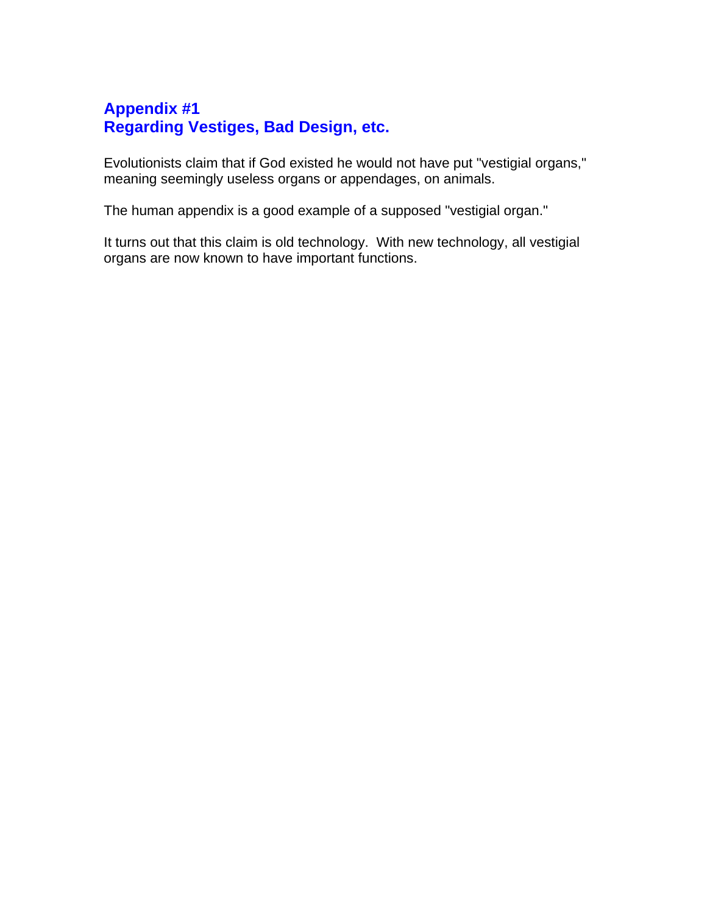## Appendix #1
## Regarding Vestiges, Bad Design, etc.

Evolutionists claim that if God existed he would not have put "vestigial organs," meaning seemingly useless organs or appendages, on animals.

The human appendix is a good example of a supposed "vestigial organ."

It turns out that this claim is old technology. With new technology, all vestigial organs are now known to have important functions.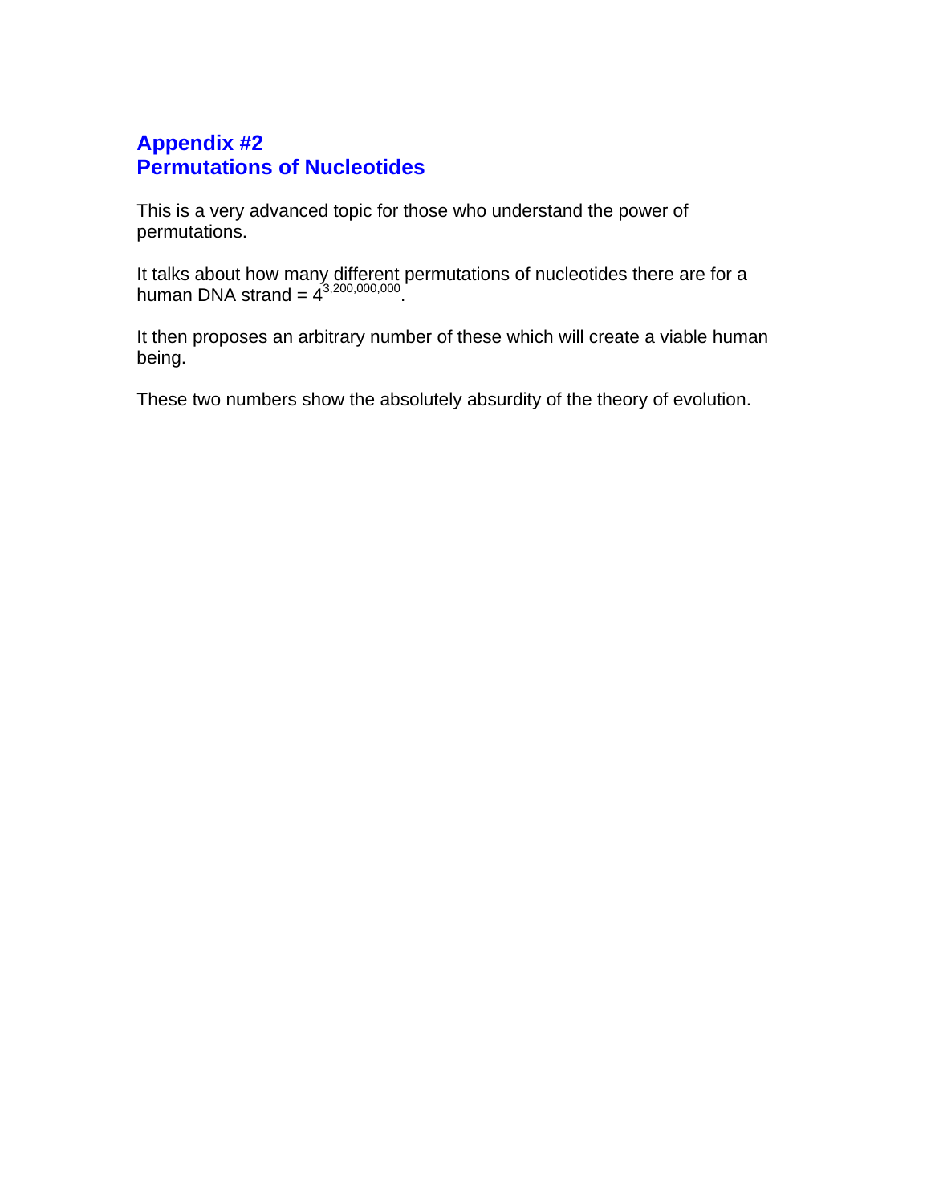# Appendix #2
# Permutations of Nucleotides

This is a very advanced topic for those who understand the power of permutations.

It talks about how many different permutations of nucleotides there are for a human DNA strand = $4^{3,200,000,000}$.

It then proposes an arbitrary number of these which will create a viable human being.

These two numbers show the absolutely absurdity of the theory of evolution.